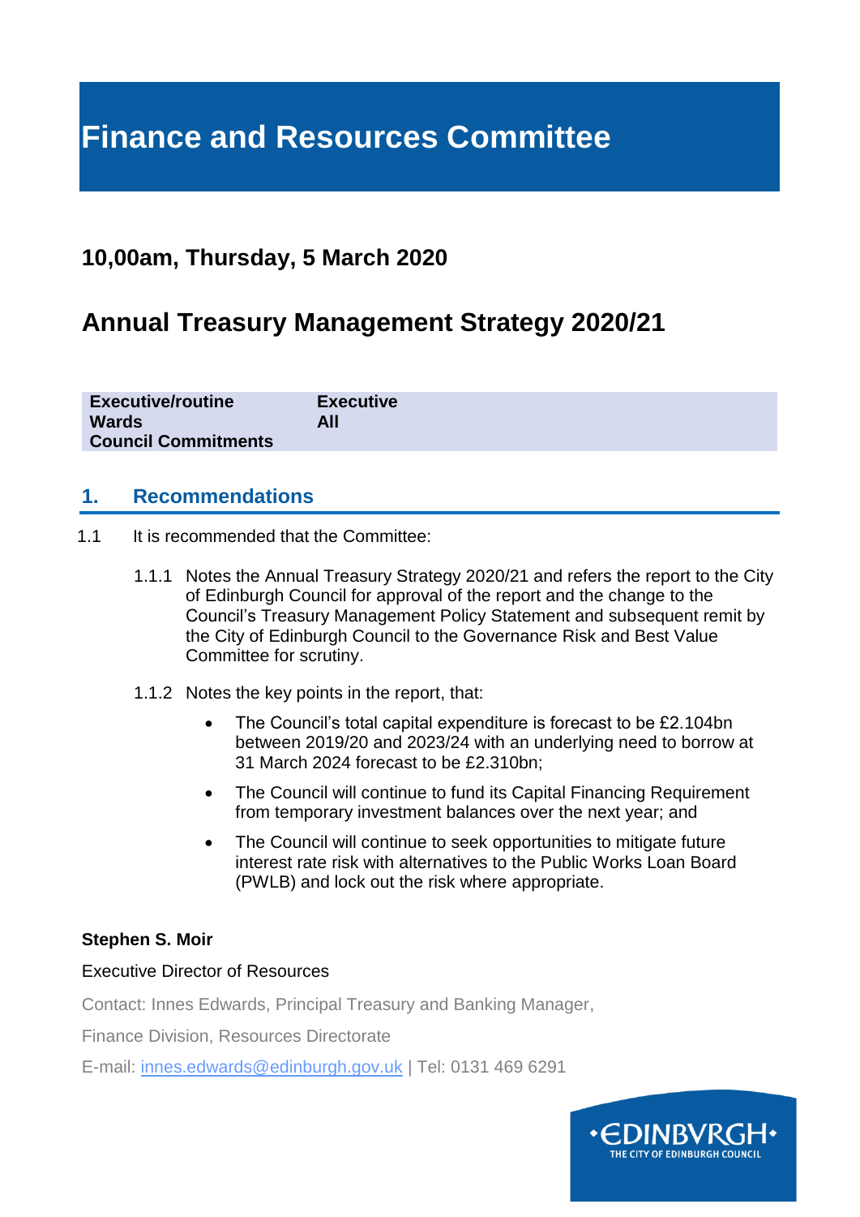# Finance and Resources Committee

## 10,00am, Thursday, 5 March 2020

## Annual Treasury Management Strategy 2020/21

| | |
|---|---|
| **Executive/routine** | **Executive** |
| **Wards** | **All** |
| **Council Commitments** | |

## 1. Recommendations

1.1 It is recommended that the Committee:

1.1.1 Notes the Annual Treasury Strategy 2020/21 and refers the report to the City of Edinburgh Council for approval of the report and the change to the Council's Treasury Management Policy Statement and subsequent remit by the City of Edinburgh Council to the Governance Risk and Best Value Committee for scrutiny.

1.1.2 Notes the key points in the report, that:

- The Council's total capital expenditure is forecast to be £2.104bn between 2019/20 and 2023/24 with an underlying need to borrow at 31 March 2024 forecast to be £2.310bn;
- The Council will continue to fund its Capital Financing Requirement from temporary investment balances over the next year; and
- The Council will continue to seek opportunities to mitigate future interest rate risk with alternatives to the Public Works Loan Board (PWLB) and lock out the risk where appropriate.

**Stephen S. Moir**

Executive Director of Resources

Contact: Innes Edwards, Principal Treasury and Banking Manager,

Finance Division, Resources Directorate

E-mail: innes.edwards@edinburgh.gov.uk | Tel: 0131 469 6291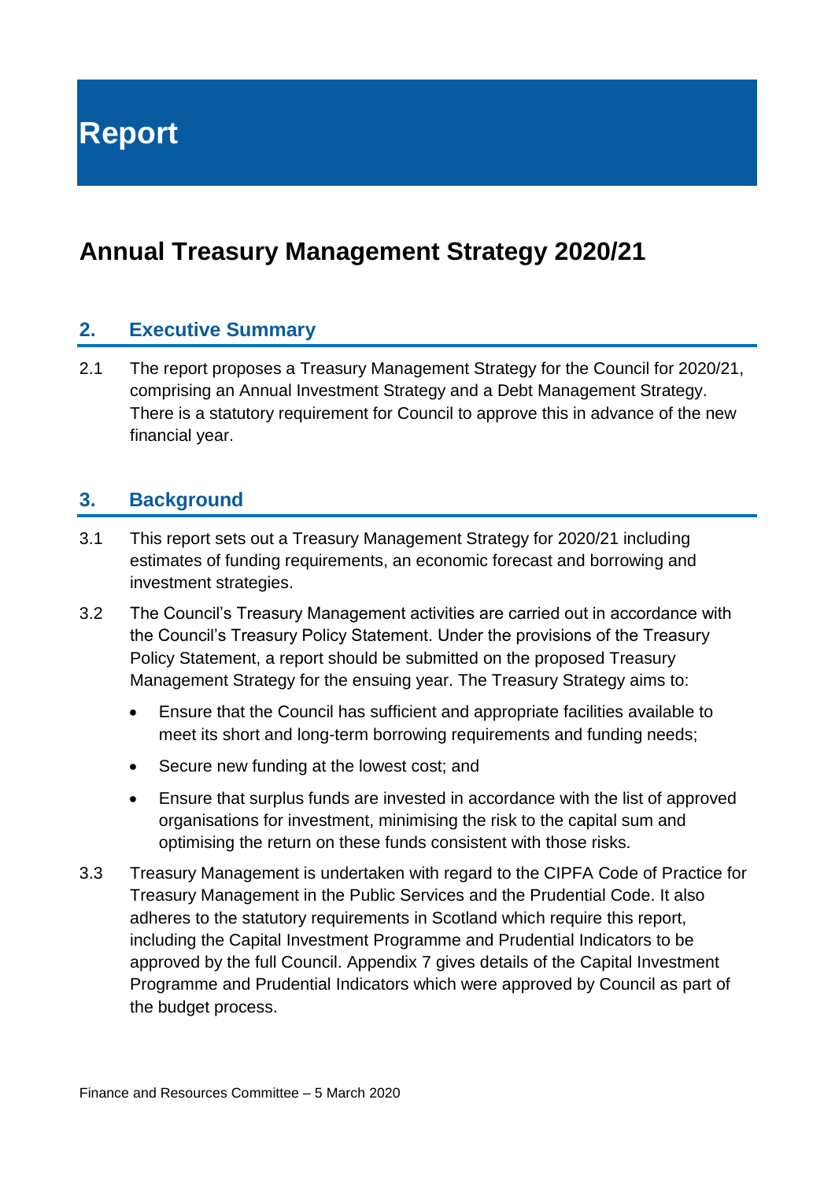# Report

## Annual Treasury Management Strategy 2020/21

### 2. Executive Summary

2.1 The report proposes a Treasury Management Strategy for the Council for 2020/21, comprising an Annual Investment Strategy and a Debt Management Strategy. There is a statutory requirement for Council to approve this in advance of the new financial year.

### 3. Background

3.1 This report sets out a Treasury Management Strategy for 2020/21 including estimates of funding requirements, an economic forecast and borrowing and investment strategies.

3.2 The Council's Treasury Management activities are carried out in accordance with the Council's Treasury Policy Statement. Under the provisions of the Treasury Policy Statement, a report should be submitted on the proposed Treasury Management Strategy for the ensuing year. The Treasury Strategy aims to:

- Ensure that the Council has sufficient and appropriate facilities available to meet its short and long-term borrowing requirements and funding needs;
- Secure new funding at the lowest cost; and
- Ensure that surplus funds are invested in accordance with the list of approved organisations for investment, minimising the risk to the capital sum and optimising the return on these funds consistent with those risks.

3.3 Treasury Management is undertaken with regard to the CIPFA Code of Practice for Treasury Management in the Public Services and the Prudential Code. It also adheres to the statutory requirements in Scotland which require this report, including the Capital Investment Programme and Prudential Indicators to be approved by the full Council. Appendix 7 gives details of the Capital Investment Programme and Prudential Indicators which were approved by Council as part of the budget process.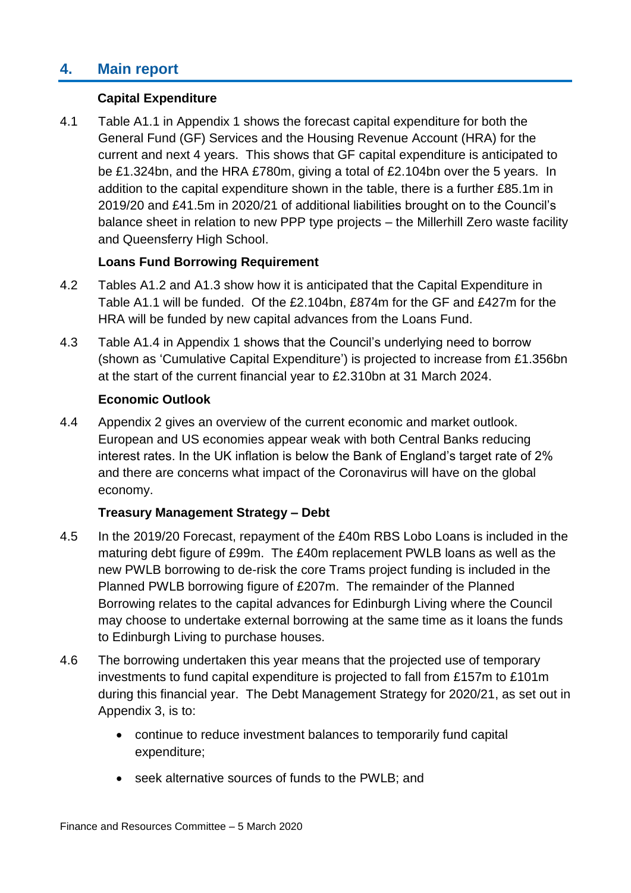## 4. Main report

**Capital Expenditure**

4.1 Table A1.1 in Appendix 1 shows the forecast capital expenditure for both the General Fund (GF) Services and the Housing Revenue Account (HRA) for the current and next 4 years. This shows that GF capital expenditure is anticipated to be £1.324bn, and the HRA £780m, giving a total of £2.104bn over the 5 years. In addition to the capital expenditure shown in the table, there is a further £85.1m in 2019/20 and £41.5m in 2020/21 of additional liabilities brought on to the Council's balance sheet in relation to new PPP type projects – the Millerhill Zero waste facility and Queensferry High School.

**Loans Fund Borrowing Requirement**

4.2 Tables A1.2 and A1.3 show how it is anticipated that the Capital Expenditure in Table A1.1 will be funded. Of the £2.104bn, £874m for the GF and £427m for the HRA will be funded by new capital advances from the Loans Fund.

4.3 Table A1.4 in Appendix 1 shows that the Council's underlying need to borrow (shown as 'Cumulative Capital Expenditure') is projected to increase from £1.356bn at the start of the current financial year to £2.310bn at 31 March 2024.

**Economic Outlook**

4.4 Appendix 2 gives an overview of the current economic and market outlook. European and US economies appear weak with both Central Banks reducing interest rates. In the UK inflation is below the Bank of England's target rate of 2% and there are concerns what impact of the Coronavirus will have on the global economy.

**Treasury Management Strategy – Debt**

4.5 In the 2019/20 Forecast, repayment of the £40m RBS Lobo Loans is included in the maturing debt figure of £99m. The £40m replacement PWLB loans as well as the new PWLB borrowing to de-risk the core Trams project funding is included in the Planned PWLB borrowing figure of £207m. The remainder of the Planned Borrowing relates to the capital advances for Edinburgh Living where the Council may choose to undertake external borrowing at the same time as it loans the funds to Edinburgh Living to purchase houses.

4.6 The borrowing undertaken this year means that the projected use of temporary investments to fund capital expenditure is projected to fall from £157m to £101m during this financial year. The Debt Management Strategy for 2020/21, as set out in Appendix 3, is to:

- continue to reduce investment balances to temporarily fund capital expenditure;
- seek alternative sources of funds to the PWLB; and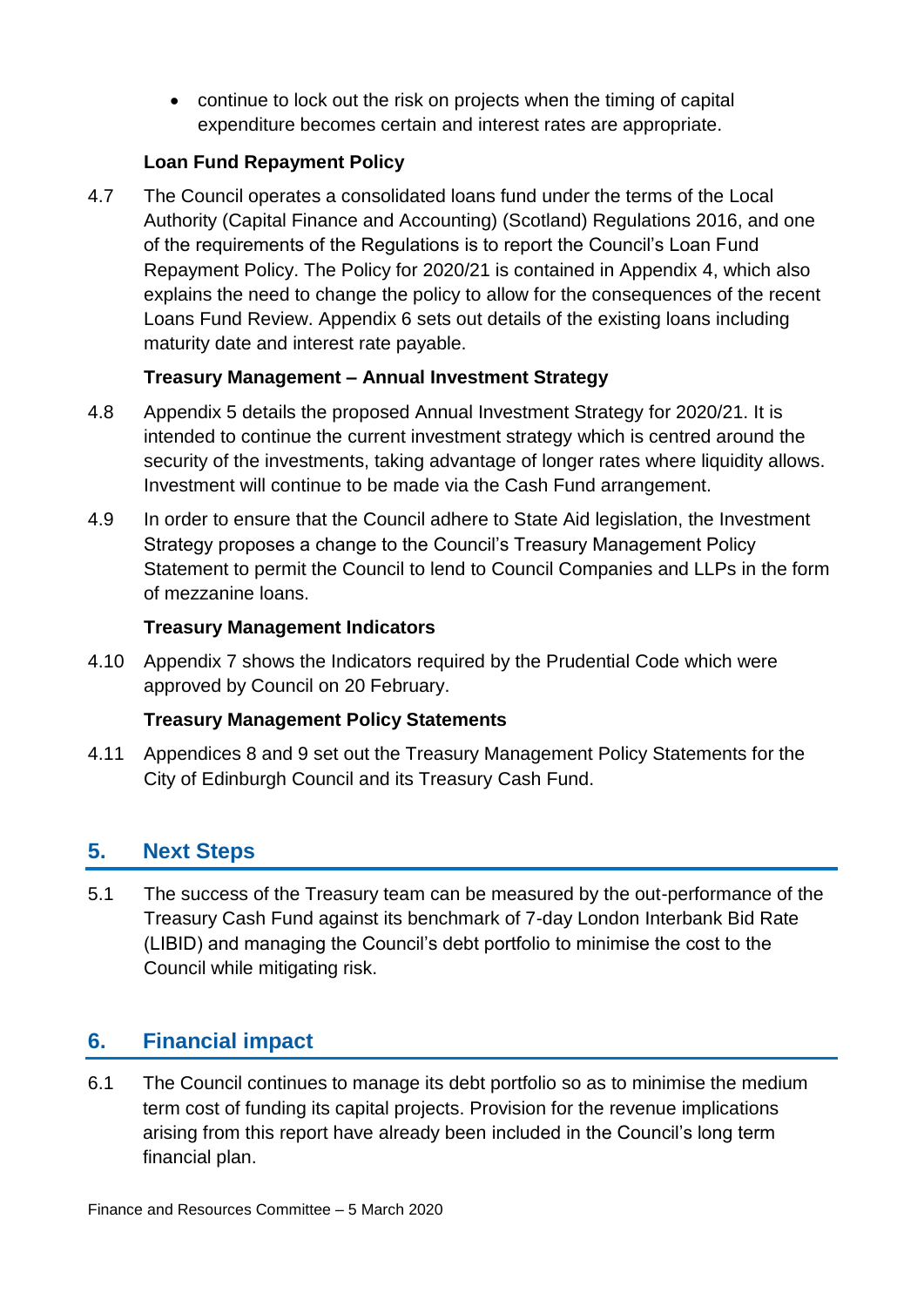- continue to lock out the risk on projects when the timing of capital expenditure becomes certain and interest rates are appropriate.

**Loan Fund Repayment Policy**

4.7 The Council operates a consolidated loans fund under the terms of the Local Authority (Capital Finance and Accounting) (Scotland) Regulations 2016, and one of the requirements of the Regulations is to report the Council's Loan Fund Repayment Policy. The Policy for 2020/21 is contained in Appendix 4, which also explains the need to change the policy to allow for the consequences of the recent Loans Fund Review. Appendix 6 sets out details of the existing loans including maturity date and interest rate payable.

**Treasury Management – Annual Investment Strategy**

4.8 Appendix 5 details the proposed Annual Investment Strategy for 2020/21. It is intended to continue the current investment strategy which is centred around the security of the investments, taking advantage of longer rates where liquidity allows. Investment will continue to be made via the Cash Fund arrangement.

4.9 In order to ensure that the Council adhere to State Aid legislation, the Investment Strategy proposes a change to the Council's Treasury Management Policy Statement to permit the Council to lend to Council Companies and LLPs in the form of mezzanine loans.

**Treasury Management Indicators**

4.10 Appendix 7 shows the Indicators required by the Prudential Code which were approved by Council on 20 February.

**Treasury Management Policy Statements**

4.11 Appendices 8 and 9 set out the Treasury Management Policy Statements for the City of Edinburgh Council and its Treasury Cash Fund.

## 5. Next Steps

5.1 The success of the Treasury team can be measured by the out-performance of the Treasury Cash Fund against its benchmark of 7-day London Interbank Bid Rate (LIBID) and managing the Council's debt portfolio to minimise the cost to the Council while mitigating risk.

## 6. Financial impact

6.1 The Council continues to manage its debt portfolio so as to minimise the medium term cost of funding its capital projects. Provision for the revenue implications arising from this report have already been included in the Council's long term financial plan.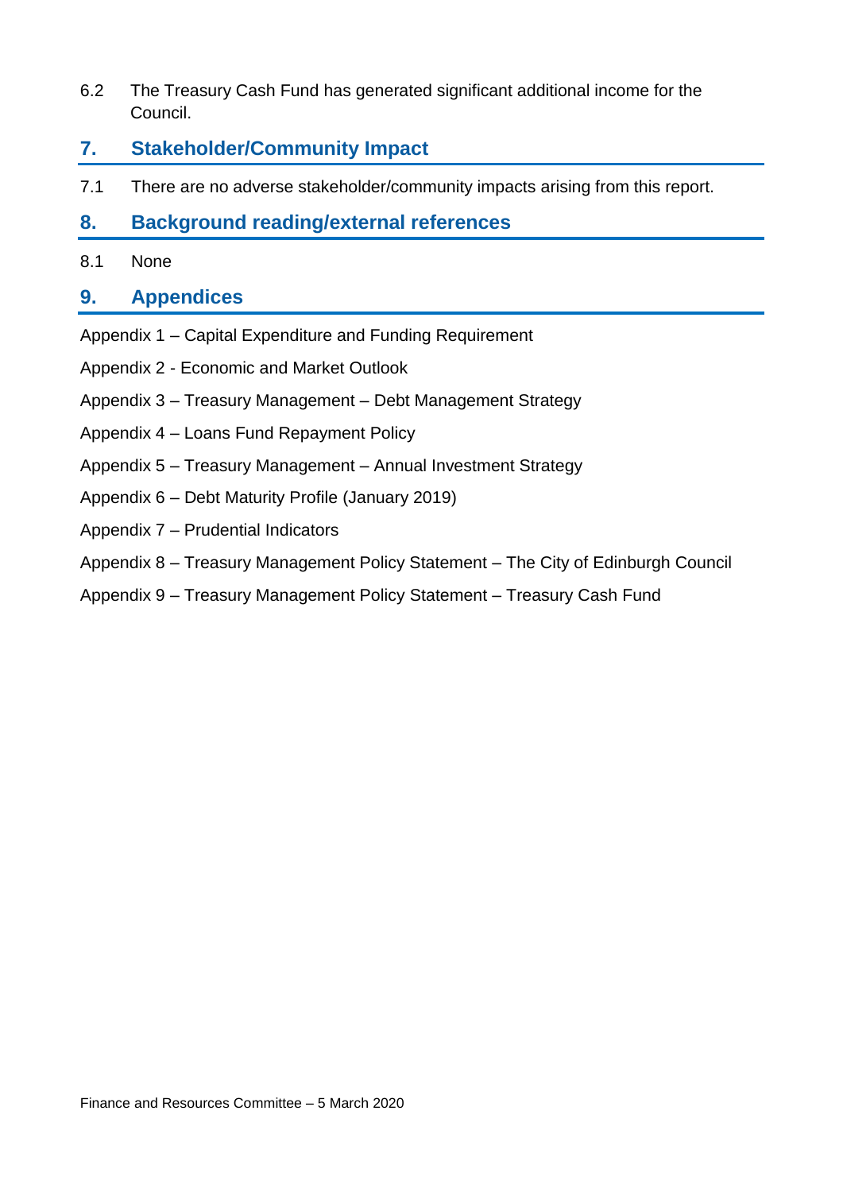6.2 The Treasury Cash Fund has generated significant additional income for the Council.

## 7. Stakeholder/Community Impact

7.1 There are no adverse stakeholder/community impacts arising from this report.

## 8. Background reading/external references

8.1 None

## 9. Appendices

Appendix 1 – Capital Expenditure and Funding Requirement

Appendix 2 - Economic and Market Outlook

Appendix 3 – Treasury Management – Debt Management Strategy

Appendix 4 – Loans Fund Repayment Policy

Appendix 5 – Treasury Management – Annual Investment Strategy

Appendix 6 – Debt Maturity Profile (January 2019)

Appendix 7 – Prudential Indicators

Appendix 8 – Treasury Management Policy Statement – The City of Edinburgh Council

Appendix 9 – Treasury Management Policy Statement – Treasury Cash Fund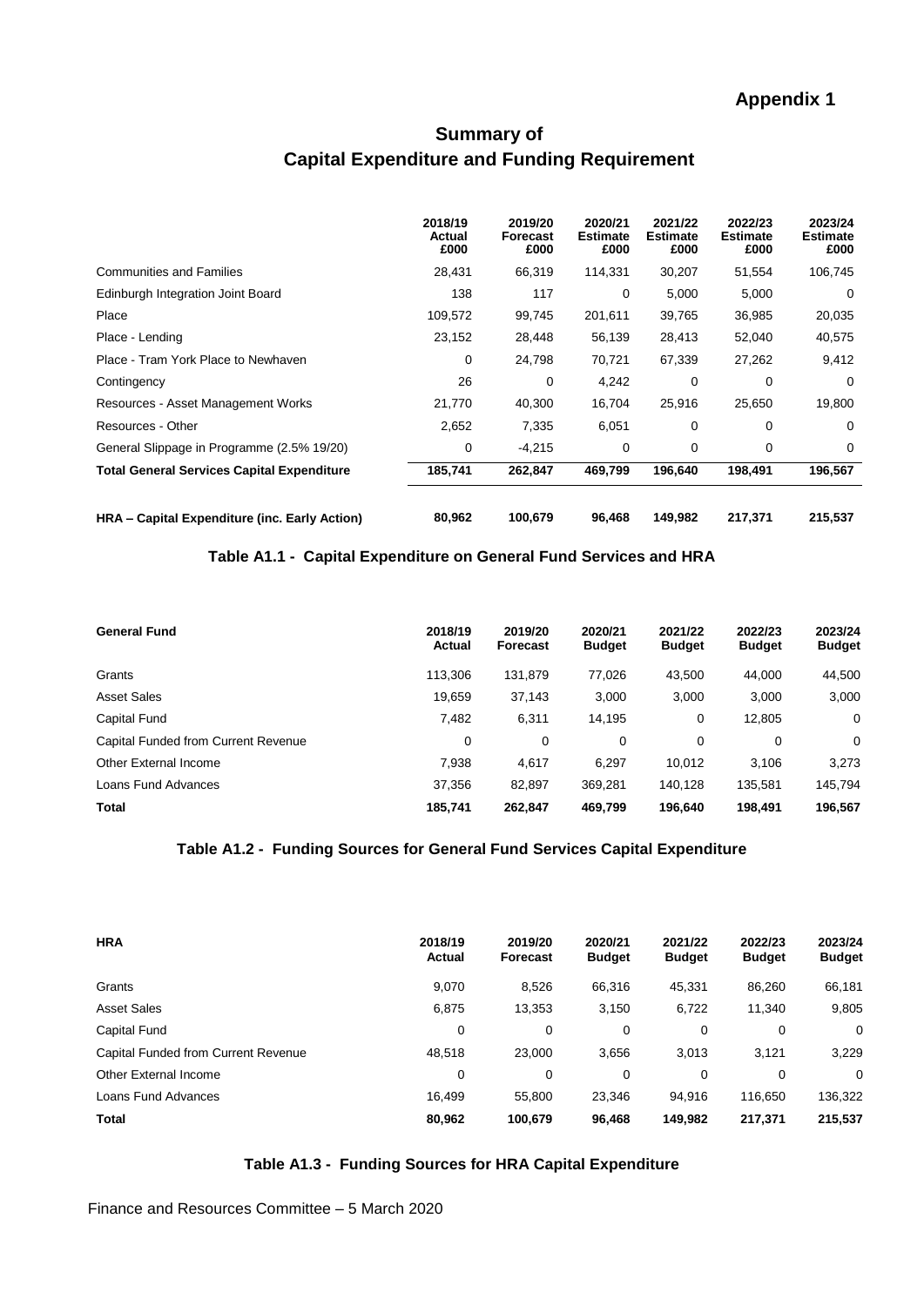**Appendix 1**

# Summary of Capital Expenditure and Funding Requirement

| | 2018/19 Actual £000 | 2019/20 Forecast £000 | 2020/21 Estimate £000 | 2021/22 Estimate £000 | 2022/23 Estimate £000 | 2023/24 Estimate £000 |
|---|---|---|---|---|---|---|
| Communities and Families | 28,431 | 66,319 | 114,331 | 30,207 | 51,554 | 106,745 |
| Edinburgh Integration Joint Board | 138 | 117 | 0 | 5,000 | 5,000 | 0 |
| Place | 109,572 | 99,745 | 201,611 | 39,765 | 36,985 | 20,035 |
| Place - Lending | 23,152 | 28,448 | 56,139 | 28,413 | 52,040 | 40,575 |
| Place - Tram York Place to Newhaven | 0 | 24,798 | 70,721 | 67,339 | 27,262 | 9,412 |
| Contingency | 26 | 0 | 4,242 | 0 | 0 | 0 |
| Resources - Asset Management Works | 21,770 | 40,300 | 16,704 | 25,916 | 25,650 | 19,800 |
| Resources - Other | 2,652 | 7,335 | 6,051 | 0 | 0 | 0 |
| General Slippage in Programme (2.5% 19/20) | 0 | -4,215 | 0 | 0 | 0 | 0 |
| **Total General Services Capital Expenditure** | **185,741** | **262,847** | **469,799** | **196,640** | **198,491** | **196,567** |
| **HRA – Capital Expenditure (inc. Early Action)** | **80,962** | **100,679** | **96,468** | **149,982** | **217,371** | **215,537** |

**Table A1.1 - Capital Expenditure on General Fund Services and HRA**

| **General Fund** | 2018/19 Actual | 2019/20 Forecast | 2020/21 Budget | 2021/22 Budget | 2022/23 Budget | 2023/24 Budget |
|---|---|---|---|---|---|---|
| Grants | 113,306 | 131,879 | 77,026 | 43,500 | 44,000 | 44,500 |
| Asset Sales | 19,659 | 37,143 | 3,000 | 3,000 | 3,000 | 3,000 |
| Capital Fund | 7,482 | 6,311 | 14,195 | 0 | 12,805 | 0 |
| Capital Funded from Current Revenue | 0 | 0 | 0 | 0 | 0 | 0 |
| Other External Income | 7,938 | 4,617 | 6,297 | 10,012 | 3,106 | 3,273 |
| Loans Fund Advances | 37,356 | 82,897 | 369,281 | 140,128 | 135,581 | 145,794 |
| **Total** | **185,741** | **262,847** | **469,799** | **196,640** | **198,491** | **196,567** |

**Table A1.2 - Funding Sources for General Fund Services Capital Expenditure**

| **HRA** | 2018/19 Actual | 2019/20 Forecast | 2020/21 Budget | 2021/22 Budget | 2022/23 Budget | 2023/24 Budget |
|---|---|---|---|---|---|---|
| Grants | 9,070 | 8,526 | 66,316 | 45,331 | 86,260 | 66,181 |
| Asset Sales | 6,875 | 13,353 | 3,150 | 6,722 | 11,340 | 9,805 |
| Capital Fund | 0 | 0 | 0 | 0 | 0 | 0 |
| Capital Funded from Current Revenue | 48,518 | 23,000 | 3,656 | 3,013 | 3,121 | 3,229 |
| Other External Income | 0 | 0 | 0 | 0 | 0 | 0 |
| Loans Fund Advances | 16,499 | 55,800 | 23,346 | 94,916 | 116,650 | 136,322 |
| **Total** | **80,962** | **100,679** | **96,468** | **149,982** | **217,371** | **215,537** |

**Table A1.3 - Funding Sources for HRA Capital Expenditure**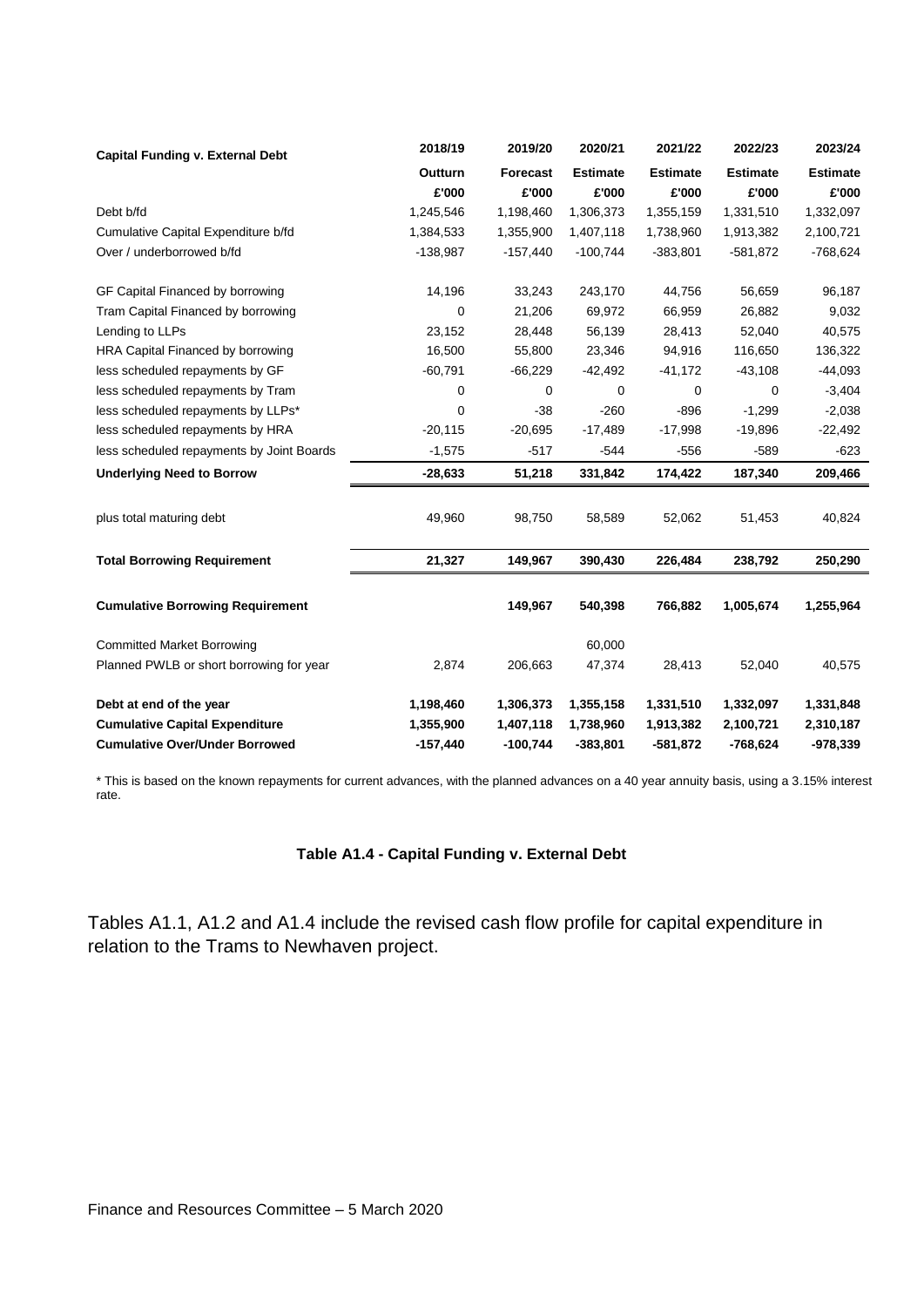| Capital Funding v. External Debt | 2018/19 | 2019/20 | 2020/21 | 2021/22 | 2022/23 | 2023/24 |
|---|---|---|---|---|---|---|
| | Outturn | Forecast | Estimate | Estimate | Estimate | Estimate |
| | £'000 | £'000 | £'000 | £'000 | £'000 | £'000 |
| Debt b/fd | 1,245,546 | 1,198,460 | 1,306,373 | 1,355,159 | 1,331,510 | 1,332,097 |
| Cumulative Capital Expenditure b/fd | 1,384,533 | 1,355,900 | 1,407,118 | 1,738,960 | 1,913,382 | 2,100,721 |
| Over / underborrowed b/fd | -138,987 | -157,440 | -100,744 | -383,801 | -581,872 | -768,624 |
| GF Capital Financed by borrowing | 14,196 | 33,243 | 243,170 | 44,756 | 56,659 | 96,187 |
| Tram Capital Financed by borrowing | 0 | 21,206 | 69,972 | 66,959 | 26,882 | 9,032 |
| Lending to LLPs | 23,152 | 28,448 | 56,139 | 28,413 | 52,040 | 40,575 |
| HRA Capital Financed by borrowing | 16,500 | 55,800 | 23,346 | 94,916 | 116,650 | 136,322 |
| less scheduled repayments by GF | -60,791 | -66,229 | -42,492 | -41,172 | -43,108 | -44,093 |
| less scheduled repayments by Tram | 0 | 0 | 0 | 0 | 0 | -3,404 |
| less scheduled repayments by LLPs* | 0 | -38 | -260 | -896 | -1,299 | -2,038 |
| less scheduled repayments by HRA | -20,115 | -20,695 | -17,489 | -17,998 | -19,896 | -22,492 |
| less scheduled repayments by Joint Boards | -1,575 | -517 | -544 | -556 | -589 | -623 |
| **Underlying Need to Borrow** | **-28,633** | **51,218** | **331,842** | **174,422** | **187,340** | **209,466** |
| plus total maturing debt | 49,960 | 98,750 | 58,589 | 52,062 | 51,453 | 40,824 |
| **Total Borrowing Requirement** | **21,327** | **149,967** | **390,430** | **226,484** | **238,792** | **250,290** |
| **Cumulative Borrowing Requirement** | | **149,967** | **540,398** | **766,882** | **1,005,674** | **1,255,964** |
| Committed Market Borrowing | | | 60,000 | | | |
| Planned PWLB or short borrowing for year | 2,874 | 206,663 | 47,374 | 28,413 | 52,040 | 40,575 |
| **Debt at end of the year** | **1,198,460** | **1,306,373** | **1,355,158** | **1,331,510** | **1,332,097** | **1,331,848** |
| **Cumulative Capital Expenditure** | **1,355,900** | **1,407,118** | **1,738,960** | **1,913,382** | **2,100,721** | **2,310,187** |
| **Cumulative Over/Under Borrowed** | **-157,440** | **-100,744** | **-383,801** | **-581,872** | **-768,624** | **-978,339** |

* This is based on the known repayments for current advances, with the planned advances on a 40 year annuity basis, using a 3.15% interest rate.

**Table A1.4 - Capital Funding v. External Debt**

Tables A1.1, A1.2 and A1.4 include the revised cash flow profile for capital expenditure in relation to the Trams to Newhaven project.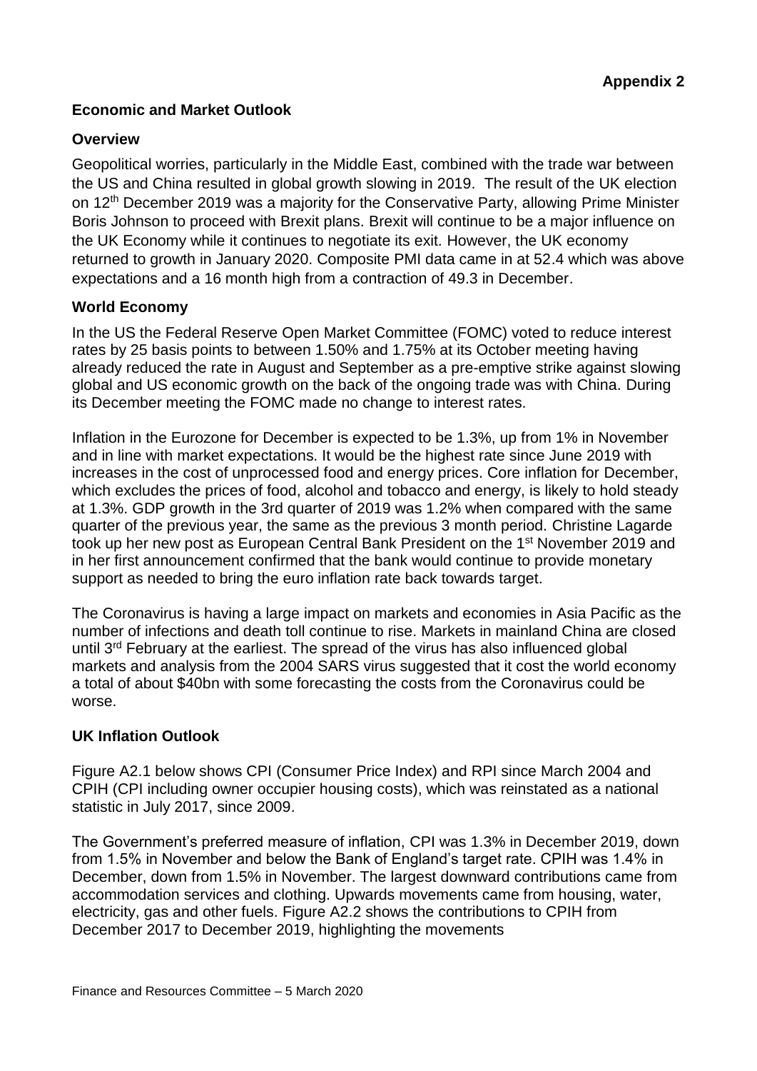**Appendix 2**

## Economic and Market Outlook

### Overview

Geopolitical worries, particularly in the Middle East, combined with the trade war between the US and China resulted in global growth slowing in 2019. The result of the UK election on 12th December 2019 was a majority for the Conservative Party, allowing Prime Minister Boris Johnson to proceed with Brexit plans. Brexit will continue to be a major influence on the UK Economy while it continues to negotiate its exit. However, the UK economy returned to growth in January 2020. Composite PMI data came in at 52.4 which was above expectations and a 16 month high from a contraction of 49.3 in December.

### World Economy

In the US the Federal Reserve Open Market Committee (FOMC) voted to reduce interest rates by 25 basis points to between 1.50% and 1.75% at its October meeting having already reduced the rate in August and September as a pre-emptive strike against slowing global and US economic growth on the back of the ongoing trade was with China. During its December meeting the FOMC made no change to interest rates.

Inflation in the Eurozone for December is expected to be 1.3%, up from 1% in November and in line with market expectations. It would be the highest rate since June 2019 with increases in the cost of unprocessed food and energy prices. Core inflation for December, which excludes the prices of food, alcohol and tobacco and energy, is likely to hold steady at 1.3%. GDP growth in the 3rd quarter of 2019 was 1.2% when compared with the same quarter of the previous year, the same as the previous 3 month period. Christine Lagarde took up her new post as European Central Bank President on the 1st November 2019 and in her first announcement confirmed that the bank would continue to provide monetary support as needed to bring the euro inflation rate back towards target.

The Coronavirus is having a large impact on markets and economies in Asia Pacific as the number of infections and death toll continue to rise. Markets in mainland China are closed until 3rd February at the earliest. The spread of the virus has also influenced global markets and analysis from the 2004 SARS virus suggested that it cost the world economy a total of about $40bn with some forecasting the costs from the Coronavirus could be worse.

### UK Inflation Outlook

Figure A2.1 below shows CPI (Consumer Price Index) and RPI since March 2004 and CPIH (CPI including owner occupier housing costs), which was reinstated as a national statistic in July 2017, since 2009.

The Government's preferred measure of inflation, CPI was 1.3% in December 2019, down from 1.5% in November and below the Bank of England's target rate. CPIH was 1.4% in December, down from 1.5% in November. The largest downward contributions came from accommodation services and clothing. Upwards movements came from housing, water, electricity, gas and other fuels. Figure A2.2 shows the contributions to CPIH from December 2017 to December 2019, highlighting the movements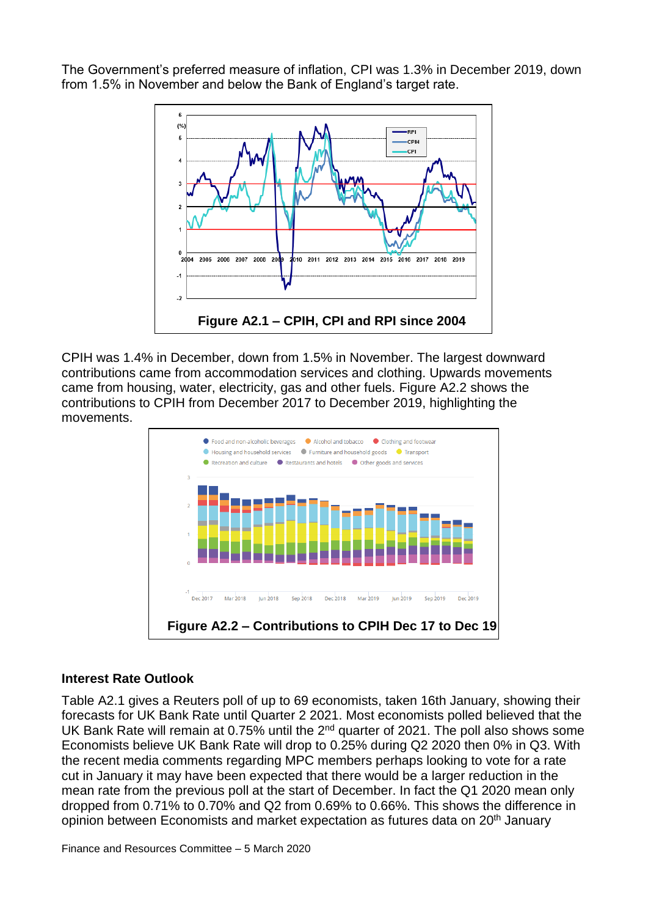The Government's preferred measure of inflation, CPI was 1.3% in December 2019, down from 1.5% in November and below the Bank of England's target rate.

6
(%)
5
4
3
2
1
0
-1
-2
2004 2005 2006 2007 2008 2009 2010 2011 2012 2013 2014 2015 2016 2017 2018 2019
RPI
CPIH
CPI

**Figure A2.1 – CPIH, CPI and RPI since 2004**

CPIH was 1.4% in December, down from 1.5% in November. The largest downward contributions came from accommodation services and clothing. Upwards movements came from housing, water, electricity, gas and other fuels. Figure A2.2 shows the contributions to CPIH from December 2017 to December 2019, highlighting the movements.

Food and non-alcoholic beverages
Alcohol and tobacco
Clothing and footwear
Housing and household services
Furniture and household goods
Transport
Recreation and culture
Restaurants and hotels
Other goods and services
3
2
1
0
-1
Dec 2017 Mar 2018 Jun 2018 Sep 2018 Dec 2018 Mar 2019 Jun 2019 Sep 2019 Dec 2019

**Figure A2.2 – Contributions to CPIH Dec 17 to Dec 19**

## Interest Rate Outlook

Table A2.1 gives a Reuters poll of up to 69 economists, taken 16th January, showing their forecasts for UK Bank Rate until Quarter 2 2021. Most economists polled believed that the UK Bank Rate will remain at 0.75% until the 2nd quarter of 2021. The poll also shows some Economists believe UK Bank Rate will drop to 0.25% during Q2 2020 then 0% in Q3. With the recent media comments regarding MPC members perhaps looking to vote for a rate cut in January it may have been expected that there would be a larger reduction in the mean rate from the previous poll at the start of December. In fact the Q1 2020 mean only dropped from 0.71% to 0.70% and Q2 from 0.69% to 0.66%. This shows the difference in opinion between Economists and market expectation as futures data on 20th January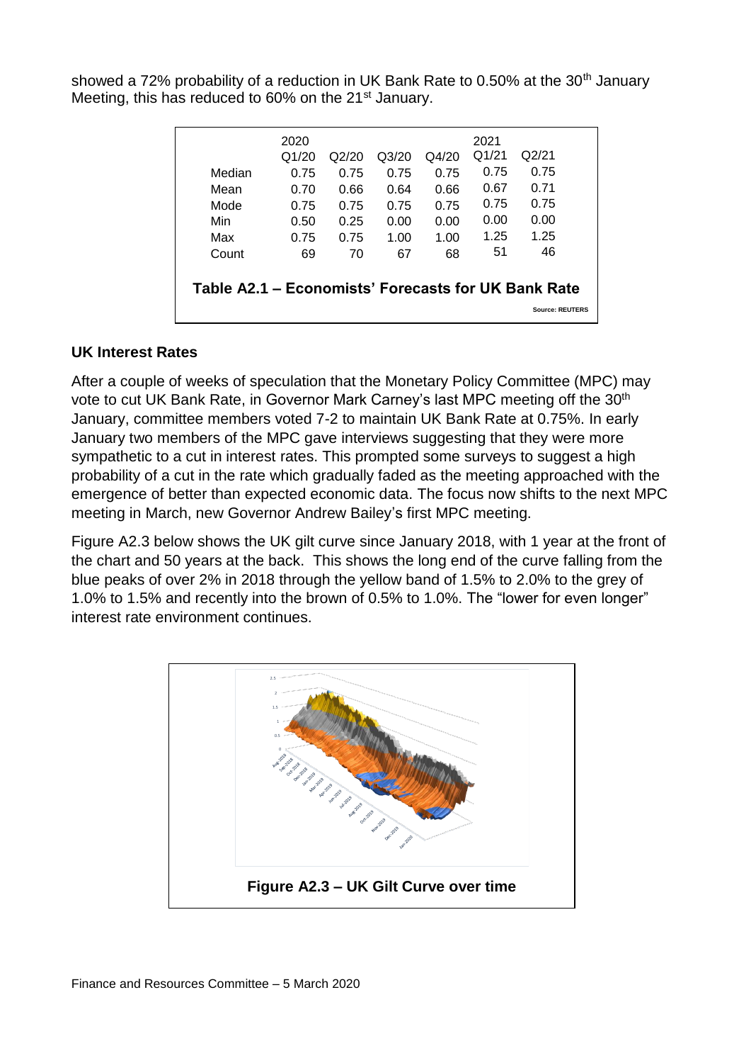showed a 72% probability of a reduction in UK Bank Rate to 0.50% at the 30th January Meeting, this has reduced to 60% on the 21st January.

| | 2020 Q1/20 | Q2/20 | Q3/20 | Q4/20 | 2021 Q1/21 | Q2/21 |
|---|---|---|---|---|---|---|
| Median | 0.75 | 0.75 | 0.75 | 0.75 | 0.75 | 0.75 |
| Mean | 0.70 | 0.66 | 0.64 | 0.66 | 0.67 | 0.71 |
| Mode | 0.75 | 0.75 | 0.75 | 0.75 | 0.75 | 0.75 |
| Min | 0.50 | 0.25 | 0.00 | 0.00 | 0.00 | 0.00 |
| Max | 0.75 | 0.75 | 1.00 | 1.00 | 1.25 | 1.25 |
| Count | 69 | 70 | 67 | 68 | 51 | 46 |

**Table A2.1 – Economists' Forecasts for UK Bank Rate**

Source: REUTERS

**UK Interest Rates**

After a couple of weeks of speculation that the Monetary Policy Committee (MPC) may vote to cut UK Bank Rate, in Governor Mark Carney's last MPC meeting off the 30th January, committee members voted 7-2 to maintain UK Bank Rate at 0.75%. In early January two members of the MPC gave interviews suggesting that they were more sympathetic to a cut in interest rates. This prompted some surveys to suggest a high probability of a cut in the rate which gradually faded as the meeting approached with the emergence of better than expected economic data. The focus now shifts to the next MPC meeting in March, new Governor Andrew Bailey's first MPC meeting.

Figure A2.3 below shows the UK gilt curve since January 2018, with 1 year at the front of the chart and 50 years at the back. This shows the long end of the curve falling from the blue peaks of over 2% in 2018 through the yellow band of 1.5% to 2.0% to the grey of 1.0% to 1.5% and recently into the brown of 0.5% to 1.0%. The "lower for even longer" interest rate environment continues.

2.5
2
1.5
1
0.5
0
Aug-2018
Sep-2018
Oct-2018
Dec-2018
Jan-2019
Mar-2019
Apr-2019
Jun-2019
Jul-2019
Aug-2019
Oct-2019
Nov-2019
Dec-2019
Jan-2020

**Figure A2.3 – UK Gilt Curve over time**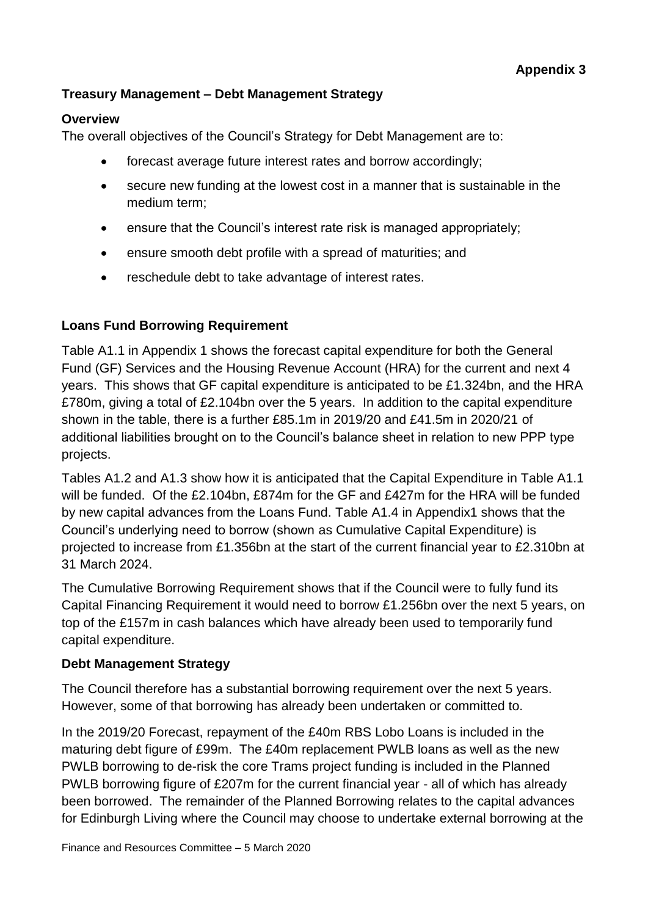**Appendix 3**

## Treasury Management – Debt Management Strategy

### Overview

The overall objectives of the Council's Strategy for Debt Management are to:

- forecast average future interest rates and borrow accordingly;
- secure new funding at the lowest cost in a manner that is sustainable in the medium term;
- ensure that the Council's interest rate risk is managed appropriately;
- ensure smooth debt profile with a spread of maturities; and
- reschedule debt to take advantage of interest rates.

### Loans Fund Borrowing Requirement

Table A1.1 in Appendix 1 shows the forecast capital expenditure for both the General Fund (GF) Services and the Housing Revenue Account (HRA) for the current and next 4 years. This shows that GF capital expenditure is anticipated to be £1.324bn, and the HRA £780m, giving a total of £2.104bn over the 5 years. In addition to the capital expenditure shown in the table, there is a further £85.1m in 2019/20 and £41.5m in 2020/21 of additional liabilities brought on to the Council's balance sheet in relation to new PPP type projects.

Tables A1.2 and A1.3 show how it is anticipated that the Capital Expenditure in Table A1.1 will be funded. Of the £2.104bn, £874m for the GF and £427m for the HRA will be funded by new capital advances from the Loans Fund. Table A1.4 in Appendix1 shows that the Council's underlying need to borrow (shown as Cumulative Capital Expenditure) is projected to increase from £1.356bn at the start of the current financial year to £2.310bn at 31 March 2024.

The Cumulative Borrowing Requirement shows that if the Council were to fully fund its Capital Financing Requirement it would need to borrow £1.256bn over the next 5 years, on top of the £157m in cash balances which have already been used to temporarily fund capital expenditure.

### Debt Management Strategy

The Council therefore has a substantial borrowing requirement over the next 5 years. However, some of that borrowing has already been undertaken or committed to.

In the 2019/20 Forecast, repayment of the £40m RBS Lobo Loans is included in the maturing debt figure of £99m. The £40m replacement PWLB loans as well as the new PWLB borrowing to de-risk the core Trams project funding is included in the Planned PWLB borrowing figure of £207m for the current financial year - all of which has already been borrowed. The remainder of the Planned Borrowing relates to the capital advances for Edinburgh Living where the Council may choose to undertake external borrowing at the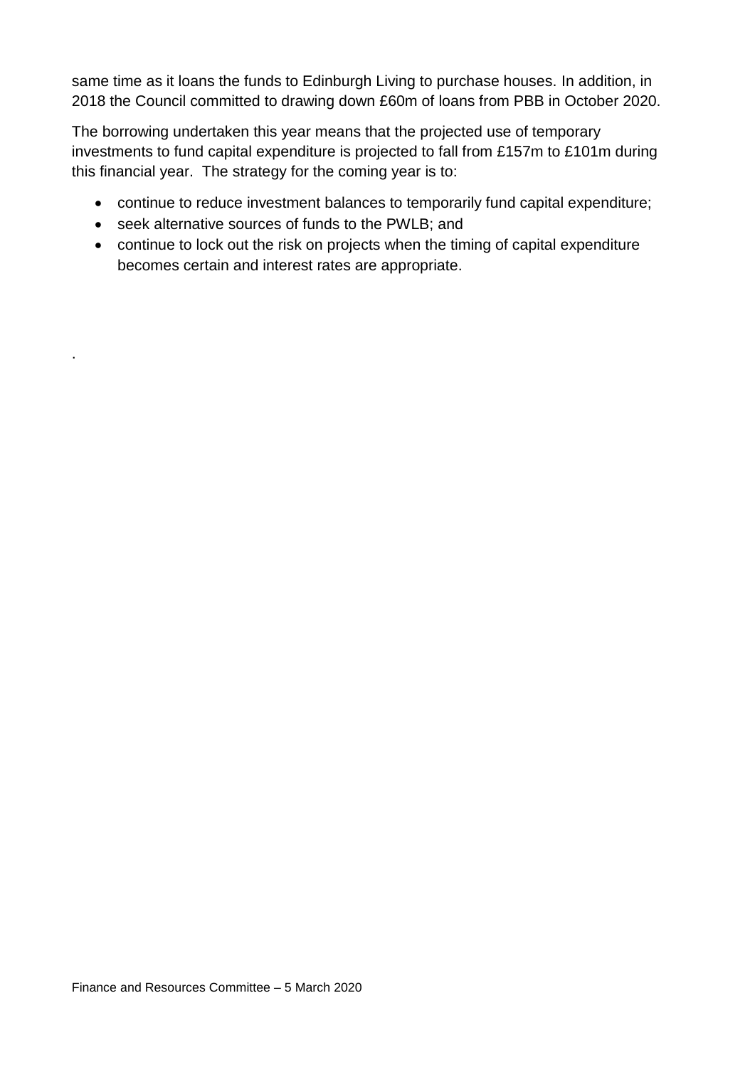same time as it loans the funds to Edinburgh Living to purchase houses. In addition, in 2018 the Council committed to drawing down £60m of loans from PBB in October 2020.

The borrowing undertaken this year means that the projected use of temporary investments to fund capital expenditure is projected to fall from £157m to £101m during this financial year. The strategy for the coming year is to:

- continue to reduce investment balances to temporarily fund capital expenditure;
- seek alternative sources of funds to the PWLB; and
- continue to lock out the risk on projects when the timing of capital expenditure becomes certain and interest rates are appropriate.

.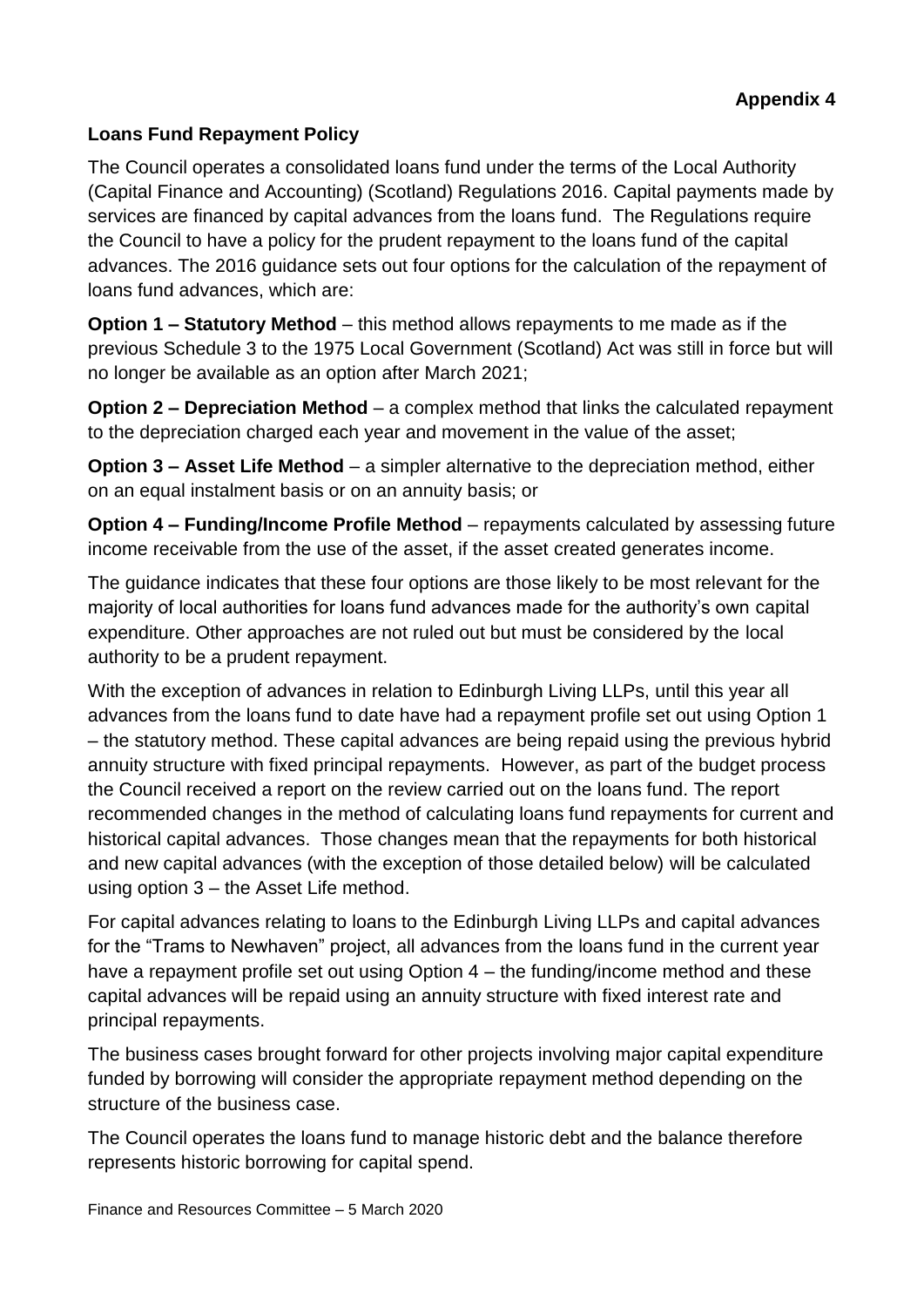**Appendix 4**

**Loans Fund Repayment Policy**

The Council operates a consolidated loans fund under the terms of the Local Authority (Capital Finance and Accounting) (Scotland) Regulations 2016. Capital payments made by services are financed by capital advances from the loans fund. The Regulations require the Council to have a policy for the prudent repayment to the loans fund of the capital advances. The 2016 guidance sets out four options for the calculation of the repayment of loans fund advances, which are:

**Option 1 – Statutory Method** – this method allows repayments to me made as if the previous Schedule 3 to the 1975 Local Government (Scotland) Act was still in force but will no longer be available as an option after March 2021;

**Option 2 – Depreciation Method** – a complex method that links the calculated repayment to the depreciation charged each year and movement in the value of the asset;

**Option 3 – Asset Life Method** – a simpler alternative to the depreciation method, either on an equal instalment basis or on an annuity basis; or

**Option 4 – Funding/Income Profile Method** – repayments calculated by assessing future income receivable from the use of the asset, if the asset created generates income.

The guidance indicates that these four options are those likely to be most relevant for the majority of local authorities for loans fund advances made for the authority's own capital expenditure. Other approaches are not ruled out but must be considered by the local authority to be a prudent repayment.

With the exception of advances in relation to Edinburgh Living LLPs, until this year all advances from the loans fund to date have had a repayment profile set out using Option 1 – the statutory method. These capital advances are being repaid using the previous hybrid annuity structure with fixed principal repayments. However, as part of the budget process the Council received a report on the review carried out on the loans fund. The report recommended changes in the method of calculating loans fund repayments for current and historical capital advances. Those changes mean that the repayments for both historical and new capital advances (with the exception of those detailed below) will be calculated using option 3 – the Asset Life method.

For capital advances relating to loans to the Edinburgh Living LLPs and capital advances for the "Trams to Newhaven" project, all advances from the loans fund in the current year have a repayment profile set out using Option 4 – the funding/income method and these capital advances will be repaid using an annuity structure with fixed interest rate and principal repayments.

The business cases brought forward for other projects involving major capital expenditure funded by borrowing will consider the appropriate repayment method depending on the structure of the business case.

The Council operates the loans fund to manage historic debt and the balance therefore represents historic borrowing for capital spend.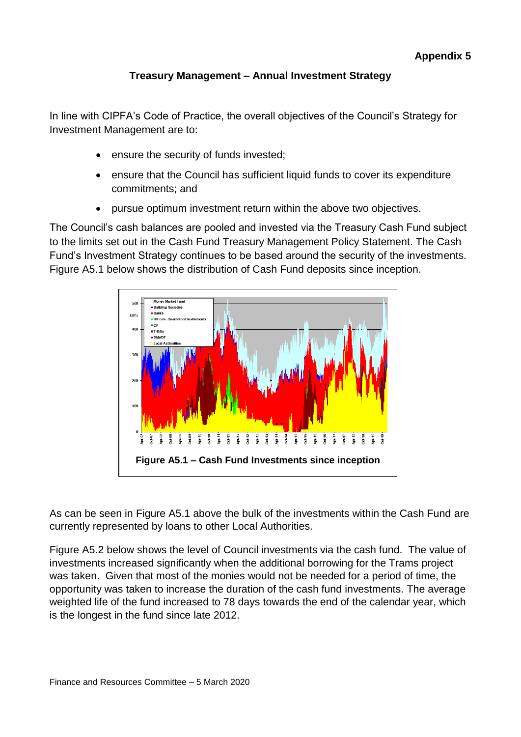**Appendix 5**

## Treasury Management – Annual Investment Strategy

In line with CIPFA's Code of Practice, the overall objectives of the Council's Strategy for Investment Management are to:

- ensure the security of funds invested;
- ensure that the Council has sufficient liquid funds to cover its expenditure commitments; and
- pursue optimum investment return within the above two objectives.

The Council's cash balances are pooled and invested via the Treasury Cash Fund subject to the limits set out in the Cash Fund Treasury Management Policy Statement. The Cash Fund's Investment Strategy continues to be based around the security of the investments. Figure A5.1 below shows the distribution of Cash Fund deposits since inception.

£(m)
500
400
300
200
100
0

Money Market Fund
Building Societies
Banks
UK Gov. Guaranteed Instruments
CP
T-Bills
DMADF
Local Authorities

Apr-07, Oct-07, Apr-08, Oct-08, Apr-09, Oct-09, Apr-10, Oct-10, Apr-11, Oct-11, Apr-12, Oct-12, Apr-13, Oct-13, Apr-14, Oct-14, Apr-15, Oct-15, Apr-16, Oct-16, Apr-17, Oct-17, Apr-18, Oct-18, Apr-19, Oct-19

**Figure A5.1 – Cash Fund Investments since inception**

As can be seen in Figure A5.1 above the bulk of the investments within the Cash Fund are currently represented by loans to other Local Authorities.

Figure A5.2 below shows the level of Council investments via the cash fund. The value of investments increased significantly when the additional borrowing for the Trams project was taken. Given that most of the monies would not be needed for a period of time, the opportunity was taken to increase the duration of the cash fund investments. The average weighted life of the fund increased to 78 days towards the end of the calendar year, which is the longest in the fund since late 2012.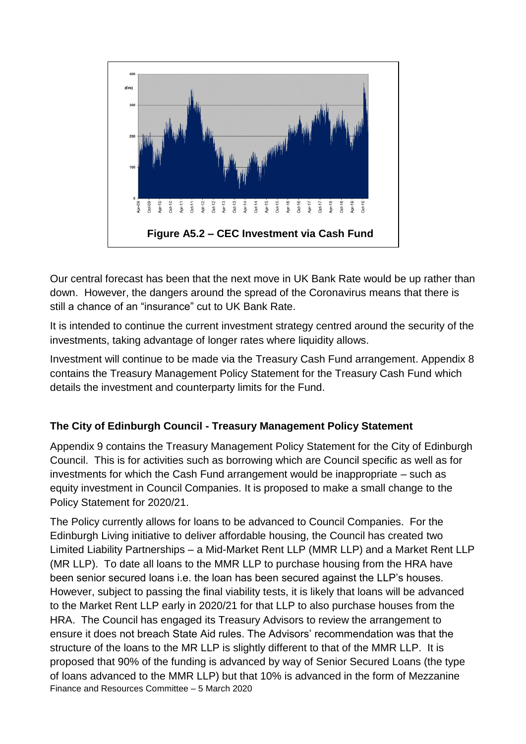400

(£m)

300

200

100

0

Apr-09 Oct-09 Apr-10 Oct-10 Apr-11 Oct-11 Apr-12 Oct-12 Apr-13 Oct-13 Apr-14 Oct-14 Apr-15 Oct-15 Apr-16 Oct-16 Apr-17 Oct-17 Apr-18 Oct-18 Apr-19 Oct-19

**Figure A5.2 – CEC Investment via Cash Fund**

Our central forecast has been that the next move in UK Bank Rate would be up rather than down. However, the dangers around the spread of the Coronavirus means that there is still a chance of an "insurance" cut to UK Bank Rate.

It is intended to continue the current investment strategy centred around the security of the investments, taking advantage of longer rates where liquidity allows.

Investment will continue to be made via the Treasury Cash Fund arrangement. Appendix 8 contains the Treasury Management Policy Statement for the Treasury Cash Fund which details the investment and counterparty limits for the Fund.

## The City of Edinburgh Council - Treasury Management Policy Statement

Appendix 9 contains the Treasury Management Policy Statement for the City of Edinburgh Council. This is for activities such as borrowing which are Council specific as well as for investments for which the Cash Fund arrangement would be inappropriate – such as equity investment in Council Companies. It is proposed to make a small change to the Policy Statement for 2020/21.

The Policy currently allows for loans to be advanced to Council Companies. For the Edinburgh Living initiative to deliver affordable housing, the Council has created two Limited Liability Partnerships – a Mid-Market Rent LLP (MMR LLP) and a Market Rent LLP (MR LLP). To date all loans to the MMR LLP to purchase housing from the HRA have been senior secured loans i.e. the loan has been secured against the LLP's houses. However, subject to passing the final viability tests, it is likely that loans will be advanced to the Market Rent LLP early in 2020/21 for that LLP to also purchase houses from the HRA. The Council has engaged its Treasury Advisors to review the arrangement to ensure it does not breach State Aid rules. The Advisors' recommendation was that the structure of the loans to the MR LLP is slightly different to that of the MMR LLP. It is proposed that 90% of the funding is advanced by way of Senior Secured Loans (the type of loans advanced to the MMR LLP) but that 10% is advanced in the form of Mezzanine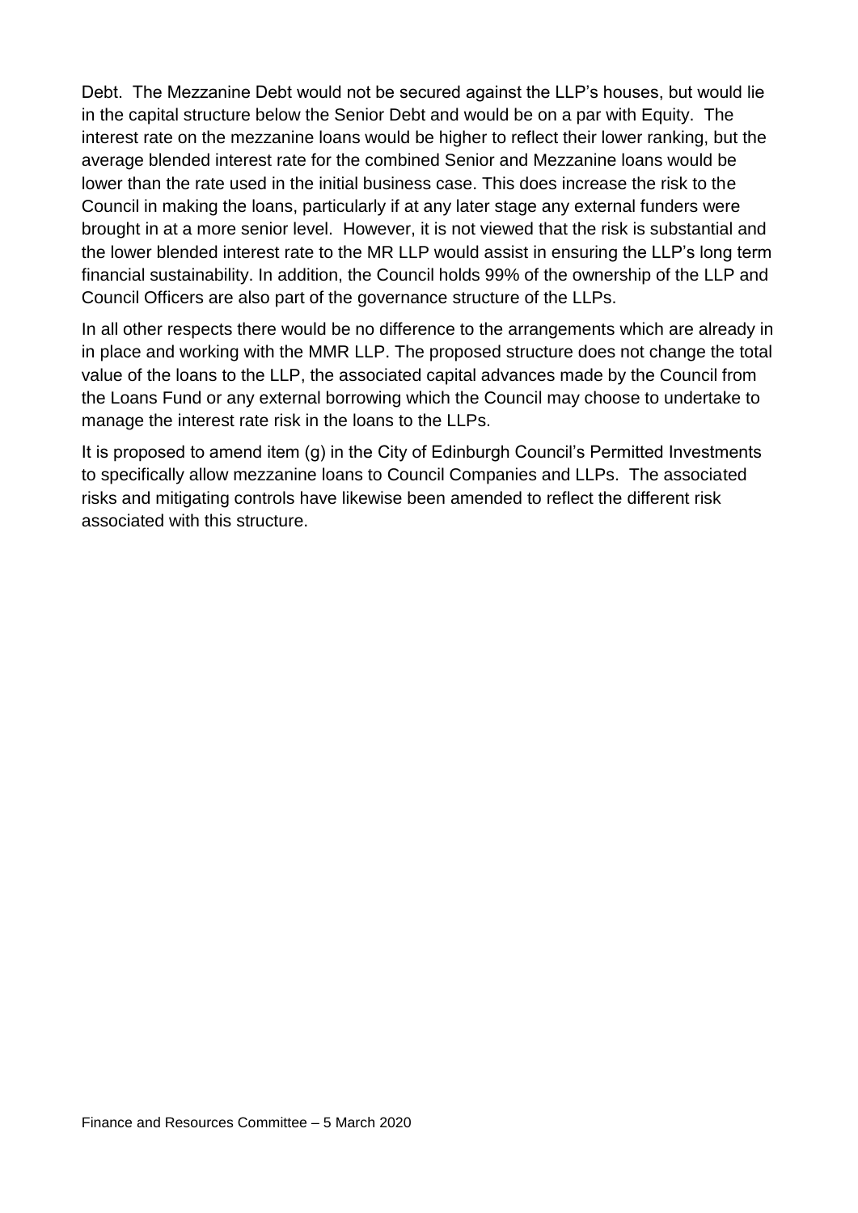Debt. The Mezzanine Debt would not be secured against the LLP's houses, but would lie in the capital structure below the Senior Debt and would be on a par with Equity. The interest rate on the mezzanine loans would be higher to reflect their lower ranking, but the average blended interest rate for the combined Senior and Mezzanine loans would be lower than the rate used in the initial business case. This does increase the risk to the Council in making the loans, particularly if at any later stage any external funders were brought in at a more senior level. However, it is not viewed that the risk is substantial and the lower blended interest rate to the MR LLP would assist in ensuring the LLP's long term financial sustainability. In addition, the Council holds 99% of the ownership of the LLP and Council Officers are also part of the governance structure of the LLPs.

In all other respects there would be no difference to the arrangements which are already in in place and working with the MMR LLP. The proposed structure does not change the total value of the loans to the LLP, the associated capital advances made by the Council from the Loans Fund or any external borrowing which the Council may choose to undertake to manage the interest rate risk in the loans to the LLPs.

It is proposed to amend item (g) in the City of Edinburgh Council's Permitted Investments to specifically allow mezzanine loans to Council Companies and LLPs. The associated risks and mitigating controls have likewise been amended to reflect the different risk associated with this structure.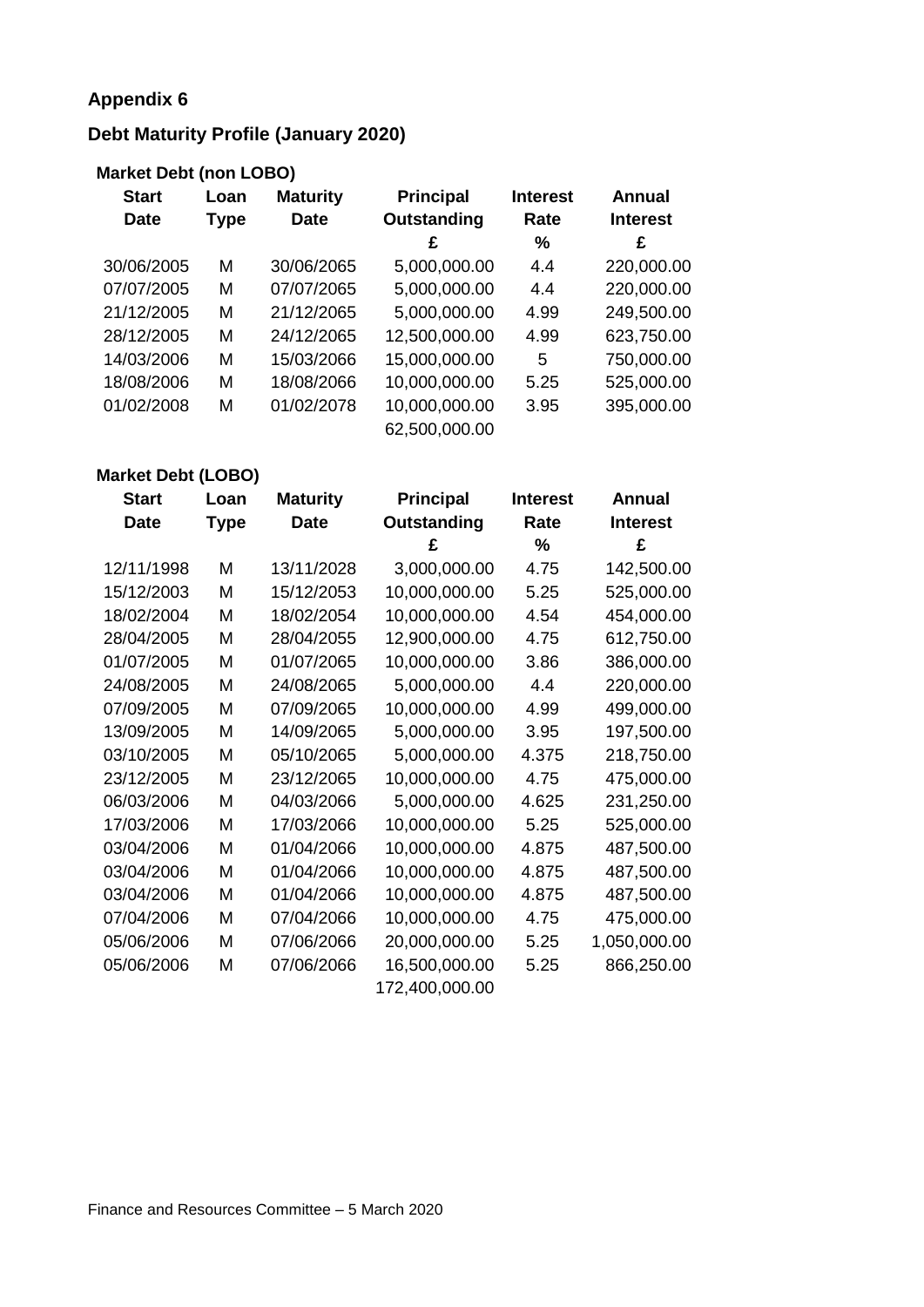## Appendix 6

## Debt Maturity Profile (January 2020)

### Market Debt (non LOBO)

| Start Date | Loan Type | Maturity Date | Principal Outstanding £ | Interest Rate % | Annual Interest £ |
|---|---|---|---|---|---|
| 30/06/2005 | M | 30/06/2065 | 5,000,000.00 | 4.4 | 220,000.00 |
| 07/07/2005 | M | 07/07/2065 | 5,000,000.00 | 4.4 | 220,000.00 |
| 21/12/2005 | M | 21/12/2065 | 5,000,000.00 | 4.99 | 249,500.00 |
| 28/12/2005 | M | 24/12/2065 | 12,500,000.00 | 4.99 | 623,750.00 |
| 14/03/2006 | M | 15/03/2066 | 15,000,000.00 | 5 | 750,000.00 |
| 18/08/2006 | M | 18/08/2066 | 10,000,000.00 | 5.25 | 525,000.00 |
| 01/02/2008 | M | 01/02/2078 | 10,000,000.00 | 3.95 | 395,000.00 |
| | | | 62,500,000.00 | | |

### Market Debt (LOBO)

| Start Date | Loan Type | Maturity Date | Principal Outstanding £ | Interest Rate % | Annual Interest £ |
|---|---|---|---|---|---|
| 12/11/1998 | M | 13/11/2028 | 3,000,000.00 | 4.75 | 142,500.00 |
| 15/12/2003 | M | 15/12/2053 | 10,000,000.00 | 5.25 | 525,000.00 |
| 18/02/2004 | M | 18/02/2054 | 10,000,000.00 | 4.54 | 454,000.00 |
| 28/04/2005 | M | 28/04/2055 | 12,900,000.00 | 4.75 | 612,750.00 |
| 01/07/2005 | M | 01/07/2065 | 10,000,000.00 | 3.86 | 386,000.00 |
| 24/08/2005 | M | 24/08/2065 | 5,000,000.00 | 4.4 | 220,000.00 |
| 07/09/2005 | M | 07/09/2065 | 10,000,000.00 | 4.99 | 499,000.00 |
| 13/09/2005 | M | 14/09/2065 | 5,000,000.00 | 3.95 | 197,500.00 |
| 03/10/2005 | M | 05/10/2065 | 5,000,000.00 | 4.375 | 218,750.00 |
| 23/12/2005 | M | 23/12/2065 | 10,000,000.00 | 4.75 | 475,000.00 |
| 06/03/2006 | M | 04/03/2066 | 5,000,000.00 | 4.625 | 231,250.00 |
| 17/03/2006 | M | 17/03/2066 | 10,000,000.00 | 5.25 | 525,000.00 |
| 03/04/2006 | M | 01/04/2066 | 10,000,000.00 | 4.875 | 487,500.00 |
| 03/04/2006 | M | 01/04/2066 | 10,000,000.00 | 4.875 | 487,500.00 |
| 03/04/2006 | M | 01/04/2066 | 10,000,000.00 | 4.875 | 487,500.00 |
| 07/04/2006 | M | 07/04/2066 | 10,000,000.00 | 4.75 | 475,000.00 |
| 05/06/2006 | M | 07/06/2066 | 20,000,000.00 | 5.25 | 1,050,000.00 |
| 05/06/2006 | M | 07/06/2066 | 16,500,000.00 | 5.25 | 866,250.00 |
| | | | 172,400,000.00 | | |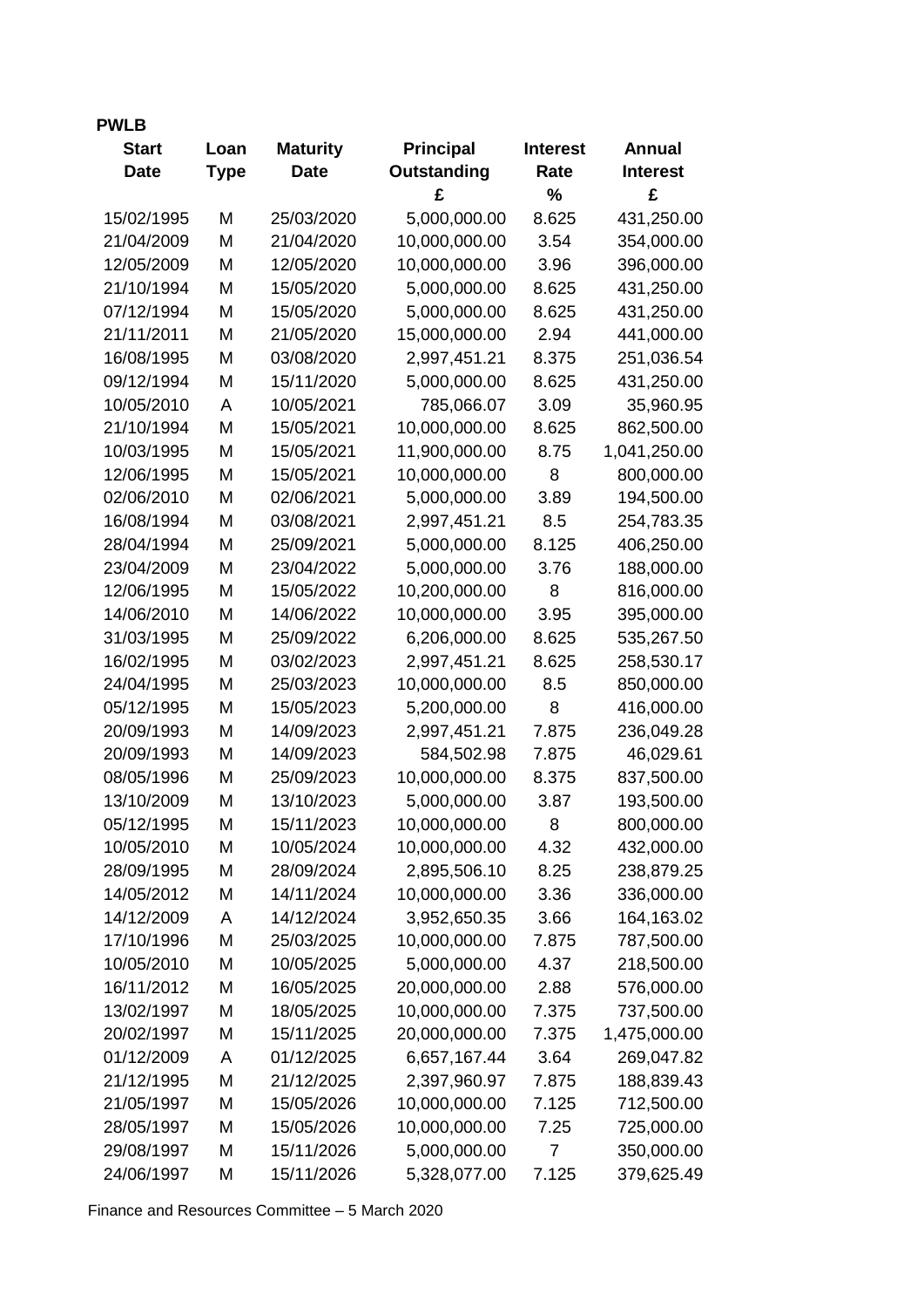**PWLB**

| Start Date | Loan Type | Maturity Date | Principal Outstanding £ | Interest Rate % | Annual Interest £ |
|---|---|---|---|---|---|
| 15/02/1995 | M | 25/03/2020 | 5,000,000.00 | 8.625 | 431,250.00 |
| 21/04/2009 | M | 21/04/2020 | 10,000,000.00 | 3.54 | 354,000.00 |
| 12/05/2009 | M | 12/05/2020 | 10,000,000.00 | 3.96 | 396,000.00 |
| 21/10/1994 | M | 15/05/2020 | 5,000,000.00 | 8.625 | 431,250.00 |
| 07/12/1994 | M | 15/05/2020 | 5,000,000.00 | 8.625 | 431,250.00 |
| 21/11/2011 | M | 21/05/2020 | 15,000,000.00 | 2.94 | 441,000.00 |
| 16/08/1995 | M | 03/08/2020 | 2,997,451.21 | 8.375 | 251,036.54 |
| 09/12/1994 | M | 15/11/2020 | 5,000,000.00 | 8.625 | 431,250.00 |
| 10/05/2010 | A | 10/05/2021 | 785,066.07 | 3.09 | 35,960.95 |
| 21/10/1994 | M | 15/05/2021 | 10,000,000.00 | 8.625 | 862,500.00 |
| 10/03/1995 | M | 15/05/2021 | 11,900,000.00 | 8.75 | 1,041,250.00 |
| 12/06/1995 | M | 15/05/2021 | 10,000,000.00 | 8 | 800,000.00 |
| 02/06/2010 | M | 02/06/2021 | 5,000,000.00 | 3.89 | 194,500.00 |
| 16/08/1994 | M | 03/08/2021 | 2,997,451.21 | 8.5 | 254,783.35 |
| 28/04/1994 | M | 25/09/2021 | 5,000,000.00 | 8.125 | 406,250.00 |
| 23/04/2009 | M | 23/04/2022 | 5,000,000.00 | 3.76 | 188,000.00 |
| 12/06/1995 | M | 15/05/2022 | 10,200,000.00 | 8 | 816,000.00 |
| 14/06/2010 | M | 14/06/2022 | 10,000,000.00 | 3.95 | 395,000.00 |
| 31/03/1995 | M | 25/09/2022 | 6,206,000.00 | 8.625 | 535,267.50 |
| 16/02/1995 | M | 03/02/2023 | 2,997,451.21 | 8.625 | 258,530.17 |
| 24/04/1995 | M | 25/03/2023 | 10,000,000.00 | 8.5 | 850,000.00 |
| 05/12/1995 | M | 15/05/2023 | 5,200,000.00 | 8 | 416,000.00 |
| 20/09/1993 | M | 14/09/2023 | 2,997,451.21 | 7.875 | 236,049.28 |
| 20/09/1993 | M | 14/09/2023 | 584,502.98 | 7.875 | 46,029.61 |
| 08/05/1996 | M | 25/09/2023 | 10,000,000.00 | 8.375 | 837,500.00 |
| 13/10/2009 | M | 13/10/2023 | 5,000,000.00 | 3.87 | 193,500.00 |
| 05/12/1995 | M | 15/11/2023 | 10,000,000.00 | 8 | 800,000.00 |
| 10/05/2010 | M | 10/05/2024 | 10,000,000.00 | 4.32 | 432,000.00 |
| 28/09/1995 | M | 28/09/2024 | 2,895,506.10 | 8.25 | 238,879.25 |
| 14/05/2012 | M | 14/11/2024 | 10,000,000.00 | 3.36 | 336,000.00 |
| 14/12/2009 | A | 14/12/2024 | 3,952,650.35 | 3.66 | 164,163.02 |
| 17/10/1996 | M | 25/03/2025 | 10,000,000.00 | 7.875 | 787,500.00 |
| 10/05/2010 | M | 10/05/2025 | 5,000,000.00 | 4.37 | 218,500.00 |
| 16/11/2012 | M | 16/05/2025 | 20,000,000.00 | 2.88 | 576,000.00 |
| 13/02/1997 | M | 18/05/2025 | 10,000,000.00 | 7.375 | 737,500.00 |
| 20/02/1997 | M | 15/11/2025 | 20,000,000.00 | 7.375 | 1,475,000.00 |
| 01/12/2009 | A | 01/12/2025 | 6,657,167.44 | 3.64 | 269,047.82 |
| 21/12/1995 | M | 21/12/2025 | 2,397,960.97 | 7.875 | 188,839.43 |
| 21/05/1997 | M | 15/05/2026 | 10,000,000.00 | 7.125 | 712,500.00 |
| 28/05/1997 | M | 15/05/2026 | 10,000,000.00 | 7.25 | 725,000.00 |
| 29/08/1997 | M | 15/11/2026 | 5,000,000.00 | 7 | 350,000.00 |
| 24/06/1997 | M | 15/11/2026 | 5,328,077.00 | 7.125 | 379,625.49 |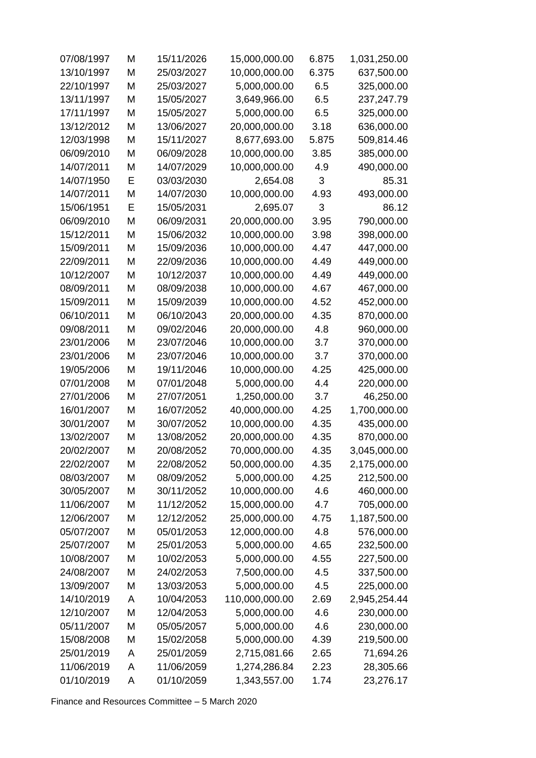| | | | | | |
|---|---|---|---|---|---|
| 07/08/1997 | M | 15/11/2026 | 15,000,000.00 | 6.875 | 1,031,250.00 |
| 13/10/1997 | M | 25/03/2027 | 10,000,000.00 | 6.375 | 637,500.00 |
| 22/10/1997 | M | 25/03/2027 | 5,000,000.00 | 6.5 | 325,000.00 |
| 13/11/1997 | M | 15/05/2027 | 3,649,966.00 | 6.5 | 237,247.79 |
| 17/11/1997 | M | 15/05/2027 | 5,000,000.00 | 6.5 | 325,000.00 |
| 13/12/2012 | M | 13/06/2027 | 20,000,000.00 | 3.18 | 636,000.00 |
| 12/03/1998 | M | 15/11/2027 | 8,677,693.00 | 5.875 | 509,814.46 |
| 06/09/2010 | M | 06/09/2028 | 10,000,000.00 | 3.85 | 385,000.00 |
| 14/07/2011 | M | 14/07/2029 | 10,000,000.00 | 4.9 | 490,000.00 |
| 14/07/1950 | E | 03/03/2030 | 2,654.08 | 3 | 85.31 |
| 14/07/2011 | M | 14/07/2030 | 10,000,000.00 | 4.93 | 493,000.00 |
| 15/06/1951 | E | 15/05/2031 | 2,695.07 | 3 | 86.12 |
| 06/09/2010 | M | 06/09/2031 | 20,000,000.00 | 3.95 | 790,000.00 |
| 15/12/2011 | M | 15/06/2032 | 10,000,000.00 | 3.98 | 398,000.00 |
| 15/09/2011 | M | 15/09/2036 | 10,000,000.00 | 4.47 | 447,000.00 |
| 22/09/2011 | M | 22/09/2036 | 10,000,000.00 | 4.49 | 449,000.00 |
| 10/12/2007 | M | 10/12/2037 | 10,000,000.00 | 4.49 | 449,000.00 |
| 08/09/2011 | M | 08/09/2038 | 10,000,000.00 | 4.67 | 467,000.00 |
| 15/09/2011 | M | 15/09/2039 | 10,000,000.00 | 4.52 | 452,000.00 |
| 06/10/2011 | M | 06/10/2043 | 20,000,000.00 | 4.35 | 870,000.00 |
| 09/08/2011 | M | 09/02/2046 | 20,000,000.00 | 4.8 | 960,000.00 |
| 23/01/2006 | M | 23/07/2046 | 10,000,000.00 | 3.7 | 370,000.00 |
| 23/01/2006 | M | 23/07/2046 | 10,000,000.00 | 3.7 | 370,000.00 |
| 19/05/2006 | M | 19/11/2046 | 10,000,000.00 | 4.25 | 425,000.00 |
| 07/01/2008 | M | 07/01/2048 | 5,000,000.00 | 4.4 | 220,000.00 |
| 27/01/2006 | M | 27/07/2051 | 1,250,000.00 | 3.7 | 46,250.00 |
| 16/01/2007 | M | 16/07/2052 | 40,000,000.00 | 4.25 | 1,700,000.00 |
| 30/01/2007 | M | 30/07/2052 | 10,000,000.00 | 4.35 | 435,000.00 |
| 13/02/2007 | M | 13/08/2052 | 20,000,000.00 | 4.35 | 870,000.00 |
| 20/02/2007 | M | 20/08/2052 | 70,000,000.00 | 4.35 | 3,045,000.00 |
| 22/02/2007 | M | 22/08/2052 | 50,000,000.00 | 4.35 | 2,175,000.00 |
| 08/03/2007 | M | 08/09/2052 | 5,000,000.00 | 4.25 | 212,500.00 |
| 30/05/2007 | M | 30/11/2052 | 10,000,000.00 | 4.6 | 460,000.00 |
| 11/06/2007 | M | 11/12/2052 | 15,000,000.00 | 4.7 | 705,000.00 |
| 12/06/2007 | M | 12/12/2052 | 25,000,000.00 | 4.75 | 1,187,500.00 |
| 05/07/2007 | M | 05/01/2053 | 12,000,000.00 | 4.8 | 576,000.00 |
| 25/07/2007 | M | 25/01/2053 | 5,000,000.00 | 4.65 | 232,500.00 |
| 10/08/2007 | M | 10/02/2053 | 5,000,000.00 | 4.55 | 227,500.00 |
| 24/08/2007 | M | 24/02/2053 | 7,500,000.00 | 4.5 | 337,500.00 |
| 13/09/2007 | M | 13/03/2053 | 5,000,000.00 | 4.5 | 225,000.00 |
| 14/10/2019 | A | 10/04/2053 | 110,000,000.00 | 2.69 | 2,945,254.44 |
| 12/10/2007 | M | 12/04/2053 | 5,000,000.00 | 4.6 | 230,000.00 |
| 05/11/2007 | M | 05/05/2057 | 5,000,000.00 | 4.6 | 230,000.00 |
| 15/08/2008 | M | 15/02/2058 | 5,000,000.00 | 4.39 | 219,500.00 |
| 25/01/2019 | A | 25/01/2059 | 2,715,081.66 | 2.65 | 71,694.26 |
| 11/06/2019 | A | 11/06/2059 | 1,274,286.84 | 2.23 | 28,305.66 |
| 01/10/2019 | A | 01/10/2059 | 1,343,557.00 | 1.74 | 23,276.17 |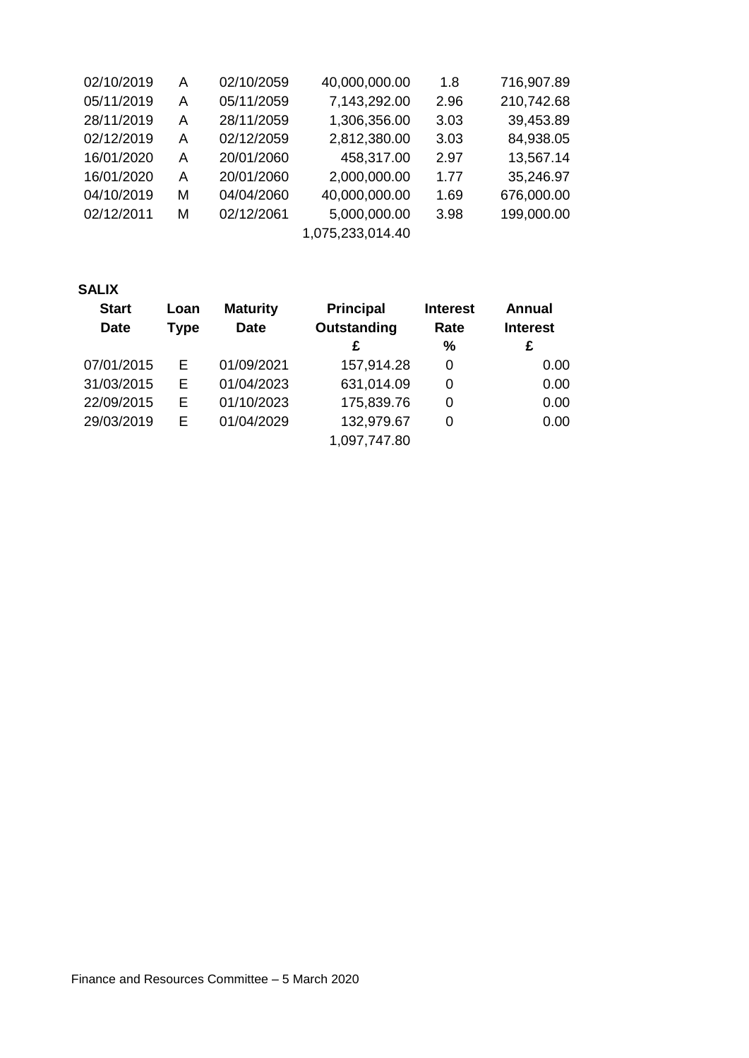| | | | | | |
|---|---|---|---|---|---|
| 02/10/2019 | A | 02/10/2059 | 40,000,000.00 | 1.8 | 716,907.89 |
| 05/11/2019 | A | 05/11/2059 | 7,143,292.00 | 2.96 | 210,742.68 |
| 28/11/2019 | A | 28/11/2059 | 1,306,356.00 | 3.03 | 39,453.89 |
| 02/12/2019 | A | 02/12/2059 | 2,812,380.00 | 3.03 | 84,938.05 |
| 16/01/2020 | A | 20/01/2060 | 458,317.00 | 2.97 | 13,567.14 |
| 16/01/2020 | A | 20/01/2060 | 2,000,000.00 | 1.77 | 35,246.97 |
| 04/10/2019 | M | 04/04/2060 | 40,000,000.00 | 1.69 | 676,000.00 |
| 02/12/2011 | M | 02/12/2061 | 5,000,000.00 | 3.98 | 199,000.00 |
| | | | 1,075,233,014.40 | | |

**SALIX**

| Start Date | Loan Type | Maturity Date | Principal Outstanding £ | Interest Rate % | Annual Interest £ |
|---|---|---|---|---|---|
| 07/01/2015 | E | 01/09/2021 | 157,914.28 | 0 | 0.00 |
| 31/03/2015 | E | 01/04/2023 | 631,014.09 | 0 | 0.00 |
| 22/09/2015 | E | 01/10/2023 | 175,839.76 | 0 | 0.00 |
| 29/03/2019 | E | 01/04/2029 | 132,979.67 | 0 | 0.00 |
| | | | 1,097,747.80 | | |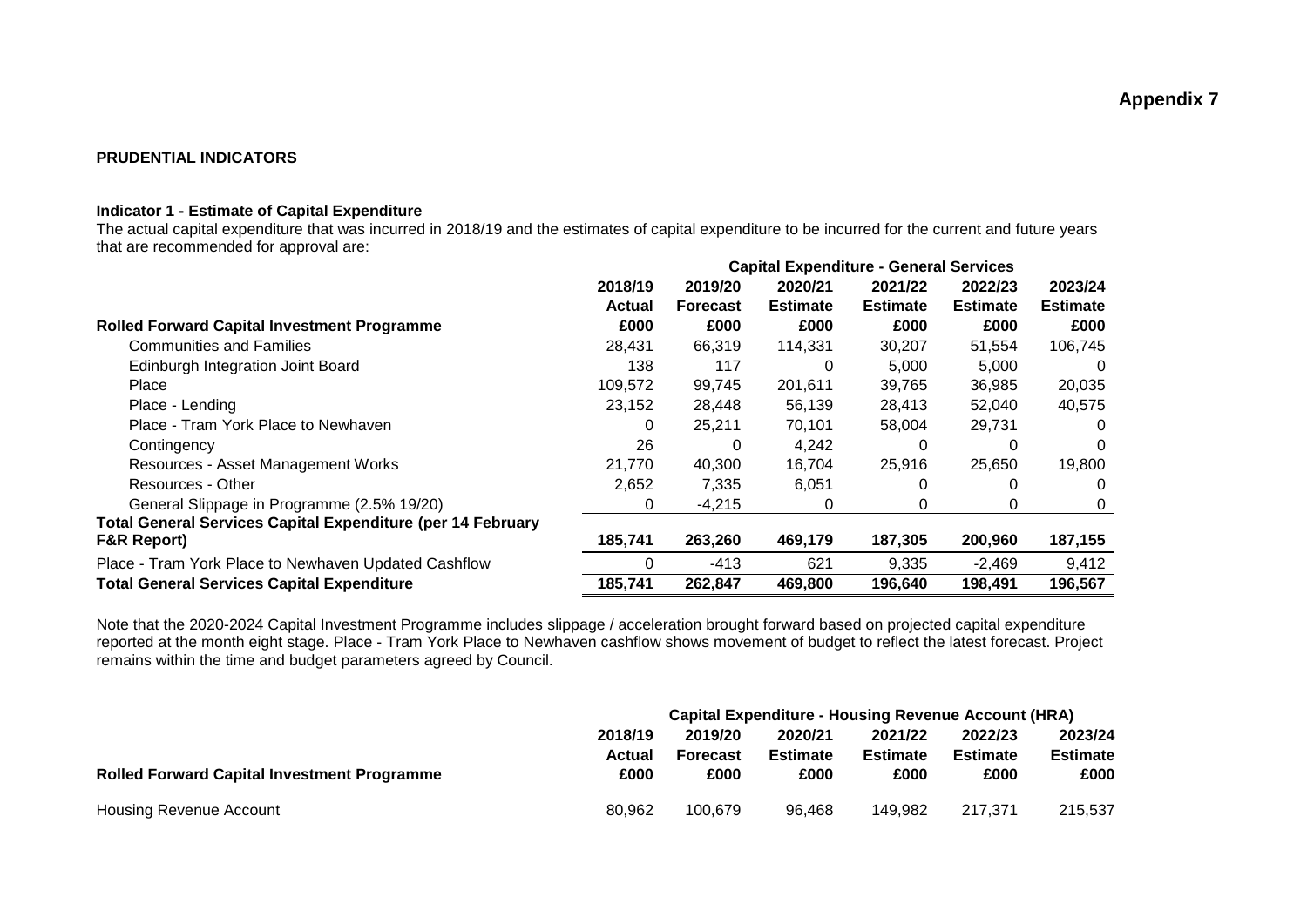**Appendix 7**

**PRUDENTIAL INDICATORS**

**Indicator 1 - Estimate of Capital Expenditure**

The actual capital expenditure that was incurred in 2018/19 and the estimates of capital expenditure to be incurred for the current and future years that are recommended for approval are:

| | Capital Expenditure - General Services | | | | | |
|---|---|---|---|---|---|---|
| | **2018/19 Actual** | **2019/20 Forecast** | **2020/21 Estimate** | **2021/22 Estimate** | **2022/23 Estimate** | **2023/24 Estimate** |
| **Rolled Forward Capital Investment Programme** | **£000** | **£000** | **£000** | **£000** | **£000** | **£000** |
| Communities and Families | 28,431 | 66,319 | 114,331 | 30,207 | 51,554 | 106,745 |
| Edinburgh Integration Joint Board | 138 | 117 | 0 | 5,000 | 5,000 | 0 |
| Place | 109,572 | 99,745 | 201,611 | 39,765 | 36,985 | 20,035 |
| Place - Lending | 23,152 | 28,448 | 56,139 | 28,413 | 52,040 | 40,575 |
| Place - Tram York Place to Newhaven | 0 | 25,211 | 70,101 | 58,004 | 29,731 | 0 |
| Contingency | 26 | 0 | 4,242 | 0 | 0 | 0 |
| Resources - Asset Management Works | 21,770 | 40,300 | 16,704 | 25,916 | 25,650 | 19,800 |
| Resources - Other | 2,652 | 7,335 | 6,051 | 0 | 0 | 0 |
| General Slippage in Programme (2.5% 19/20) | 0 | -4,215 | 0 | 0 | 0 | 0 |
| **Total General Services Capital Expenditure (per 14 February F&R Report)** | **185,741** | **263,260** | **469,179** | **187,305** | **200,960** | **187,155** |
| Place - Tram York Place to Newhaven Updated Cashflow | 0 | -413 | 621 | 9,335 | -2,469 | 9,412 |
| **Total General Services Capital Expenditure** | **185,741** | **262,847** | **469,800** | **196,640** | **198,491** | **196,567** |

Note that the 2020-2024 Capital Investment Programme includes slippage / acceleration brought forward based on projected capital expenditure reported at the month eight stage. Place - Tram York Place to Newhaven cashflow shows movement of budget to reflect the latest forecast. Project remains within the time and budget parameters agreed by Council.

| | Capital Expenditure - Housing Revenue Account (HRA) | | | | | |
|---|---|---|---|---|---|---|
| | **2018/19 Actual** | **2019/20 Forecast** | **2020/21 Estimate** | **2021/22 Estimate** | **2022/23 Estimate** | **2023/24 Estimate** |
| **Rolled Forward Capital Investment Programme** | **£000** | **£000** | **£000** | **£000** | **£000** | **£000** |
| Housing Revenue Account | 80,962 | 100,679 | 96,468 | 149,982 | 217,371 | 215,537 |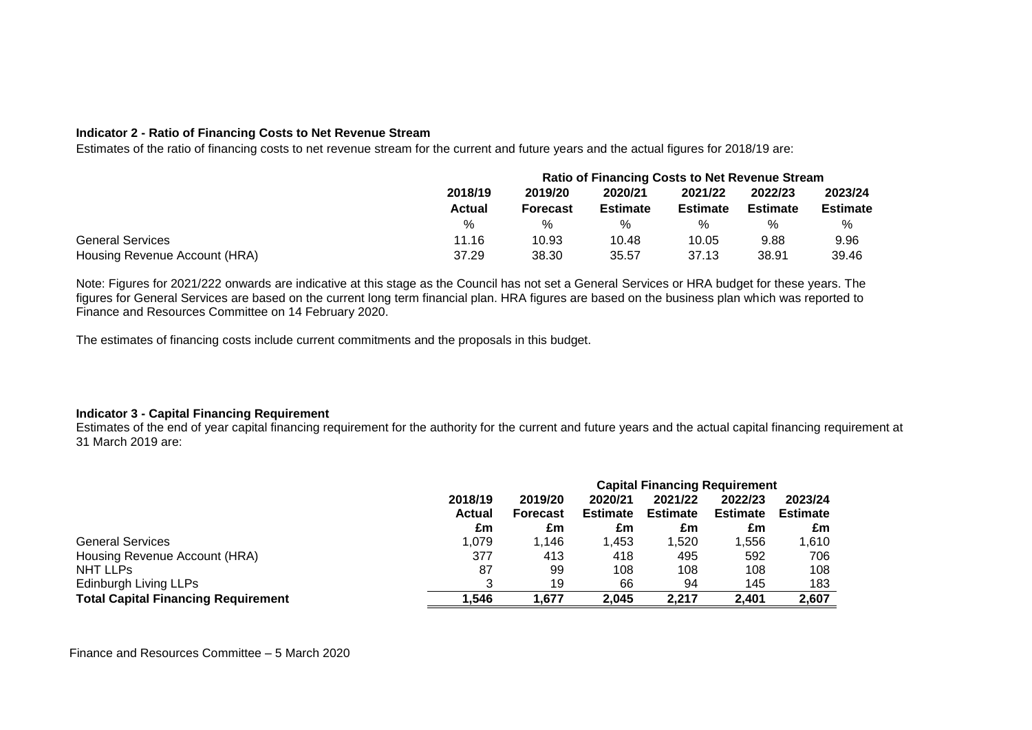**Indicator 2 - Ratio of Financing Costs to Net Revenue Stream**

Estimates of the ratio of financing costs to net revenue stream for the current and future years and the actual figures for 2018/19 are:

| | Ratio of Financing Costs to Net Revenue Stream | | | | | |
|---|---|---|---|---|---|---|
| | 2018/19 Actual | 2019/20 Forecast | 2020/21 Estimate | 2021/22 Estimate | 2022/23 Estimate | 2023/24 Estimate |
| | % | % | % | % | % | % |
| General Services | 11.16 | 10.93 | 10.48 | 10.05 | 9.88 | 9.96 |
| Housing Revenue Account (HRA) | 37.29 | 38.30 | 35.57 | 37.13 | 38.91 | 39.46 |

Note: Figures for 2021/222 onwards are indicative at this stage as the Council has not set a General Services or HRA budget for these years. The figures for General Services are based on the current long term financial plan. HRA figures are based on the business plan which was reported to Finance and Resources Committee on 14 February 2020.

The estimates of financing costs include current commitments and the proposals in this budget.

**Indicator 3 - Capital Financing Requirement**

Estimates of the end of year capital financing requirement for the authority for the current and future years and the actual capital financing requirement at 31 March 2019 are:

| | Capital Financing Requirement | | | | | |
|---|---|---|---|---|---|---|
| | 2018/19 Actual | 2019/20 Forecast | 2020/21 Estimate | 2021/22 Estimate | 2022/23 Estimate | 2023/24 Estimate |
| | £m | £m | £m | £m | £m | £m |
| General Services | 1,079 | 1,146 | 1,453 | 1,520 | 1,556 | 1,610 |
| Housing Revenue Account (HRA) | 377 | 413 | 418 | 495 | 592 | 706 |
| NHT LLPs | 87 | 99 | 108 | 108 | 108 | 108 |
| Edinburgh Living LLPs | 3 | 19 | 66 | 94 | 145 | 183 |
| **Total Capital Financing Requirement** | **1,546** | **1,677** | **2,045** | **2,217** | **2,401** | **2,607** |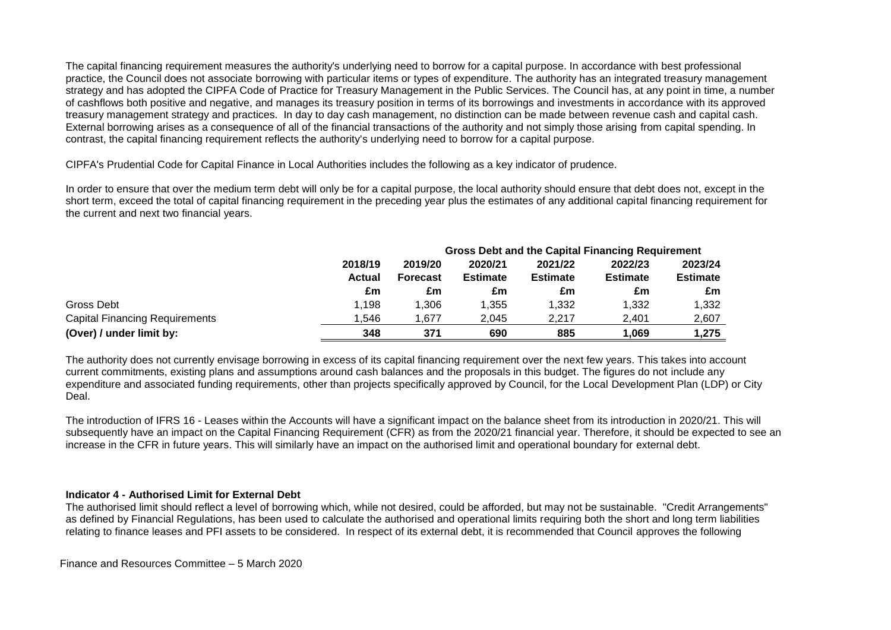The capital financing requirement measures the authority's underlying need to borrow for a capital purpose. In accordance with best professional practice, the Council does not associate borrowing with particular items or types of expenditure. The authority has an integrated treasury management strategy and has adopted the CIPFA Code of Practice for Treasury Management in the Public Services. The Council has, at any point in time, a number of cashflows both positive and negative, and manages its treasury position in terms of its borrowings and investments in accordance with its approved treasury management strategy and practices. In day to day cash management, no distinction can be made between revenue cash and capital cash. External borrowing arises as a consequence of all of the financial transactions of the authority and not simply those arising from capital spending. In contrast, the capital financing requirement reflects the authority's underlying need to borrow for a capital purpose.

CIPFA's Prudential Code for Capital Finance in Local Authorities includes the following as a key indicator of prudence.

In order to ensure that over the medium term debt will only be for a capital purpose, the local authority should ensure that debt does not, except in the short term, exceed the total of capital financing requirement in the preceding year plus the estimates of any additional capital financing requirement for the current and next two financial years.

| | Gross Debt and the Capital Financing Requirement | | | | | |
|---|---|---|---|---|---|---|
| | 2018/19 | 2019/20 | 2020/21 | 2021/22 | 2022/23 | 2023/24 |
| | Actual | Forecast | Estimate | Estimate | Estimate | Estimate |
| | £m | £m | £m | £m | £m | £m |
| Gross Debt | 1,198 | 1,306 | 1,355 | 1,332 | 1,332 | 1,332 |
| Capital Financing Requirements | 1,546 | 1,677 | 2,045 | 2,217 | 2,401 | 2,607 |
| **(Over) / under limit by:** | **348** | **371** | **690** | **885** | **1,069** | **1,275** |

The authority does not currently envisage borrowing in excess of its capital financing requirement over the next few years. This takes into account current commitments, existing plans and assumptions around cash balances and the proposals in this budget. The figures do not include any expenditure and associated funding requirements, other than projects specifically approved by Council, for the Local Development Plan (LDP) or City Deal.

The introduction of IFRS 16 - Leases within the Accounts will have a significant impact on the balance sheet from its introduction in 2020/21. This will subsequently have an impact on the Capital Financing Requirement (CFR) as from the 2020/21 financial year. Therefore, it should be expected to see an increase in the CFR in future years. This will similarly have an impact on the authorised limit and operational boundary for external debt.

**Indicator 4 - Authorised Limit for External Debt**

The authorised limit should reflect a level of borrowing which, while not desired, could be afforded, but may not be sustainable. "Credit Arrangements" as defined by Financial Regulations, has been used to calculate the authorised and operational limits requiring both the short and long term liabilities relating to finance leases and PFI assets to be considered. In respect of its external debt, it is recommended that Council approves the following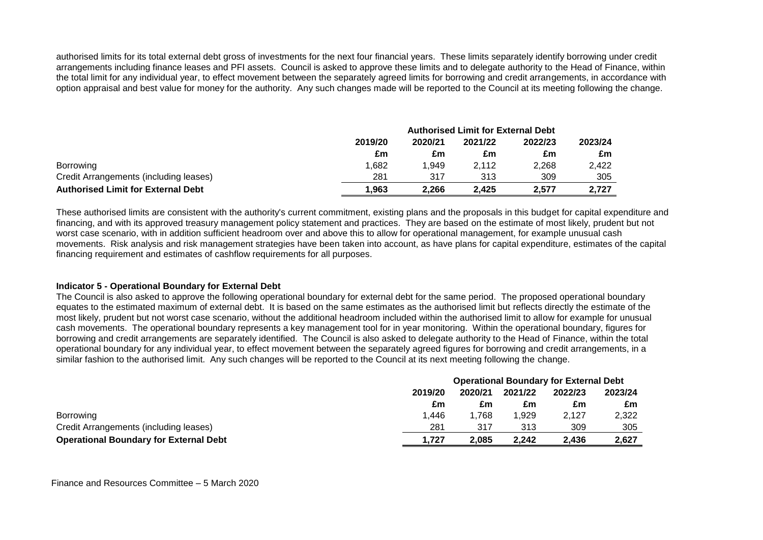authorised limits for its total external debt gross of investments for the next four financial years. These limits separately identify borrowing under credit arrangements including finance leases and PFI assets. Council is asked to approve these limits and to delegate authority to the Head of Finance, within the total limit for any individual year, to effect movement between the separately agreed limits for borrowing and credit arrangements, in accordance with option appraisal and best value for money for the authority. Any such changes made will be reported to the Council at its meeting following the change.

| | Authorised Limit for External Debt | | | | |
|---|---|---|---|---|---|
| | 2019/20 | 2020/21 | 2021/22 | 2022/23 | 2023/24 |
| | £m | £m | £m | £m | £m |
| Borrowing | 1,682 | 1,949 | 2,112 | 2,268 | 2,422 |
| Credit Arrangements (including leases) | 281 | 317 | 313 | 309 | 305 |
| **Authorised Limit for External Debt** | **1,963** | **2,266** | **2,425** | **2,577** | **2,727** |

These authorised limits are consistent with the authority's current commitment, existing plans and the proposals in this budget for capital expenditure and financing, and with its approved treasury management policy statement and practices. They are based on the estimate of most likely, prudent but not worst case scenario, with in addition sufficient headroom over and above this to allow for operational management, for example unusual cash movements. Risk analysis and risk management strategies have been taken into account, as have plans for capital expenditure, estimates of the capital financing requirement and estimates of cashflow requirements for all purposes.

**Indicator 5 - Operational Boundary for External Debt**

The Council is also asked to approve the following operational boundary for external debt for the same period. The proposed operational boundary equates to the estimated maximum of external debt. It is based on the same estimates as the authorised limit but reflects directly the estimate of the most likely, prudent but not worst case scenario, without the additional headroom included within the authorised limit to allow for example for unusual cash movements. The operational boundary represents a key management tool for in year monitoring. Within the operational boundary, figures for borrowing and credit arrangements are separately identified. The Council is also asked to delegate authority to the Head of Finance, within the total operational boundary for any individual year, to effect movement between the separately agreed figures for borrowing and credit arrangements, in a similar fashion to the authorised limit. Any such changes will be reported to the Council at its next meeting following the change.

| | Operational Boundary for External Debt | | | | |
|---|---|---|---|---|---|
| | 2019/20 | 2020/21 | 2021/22 | 2022/23 | 2023/24 |
| | £m | £m | £m | £m | £m |
| Borrowing | 1,446 | 1,768 | 1,929 | 2,127 | 2,322 |
| Credit Arrangements (including leases) | 281 | 317 | 313 | 309 | 305 |
| **Operational Boundary for External Debt** | **1,727** | **2,085** | **2,242** | **2,436** | **2,627** |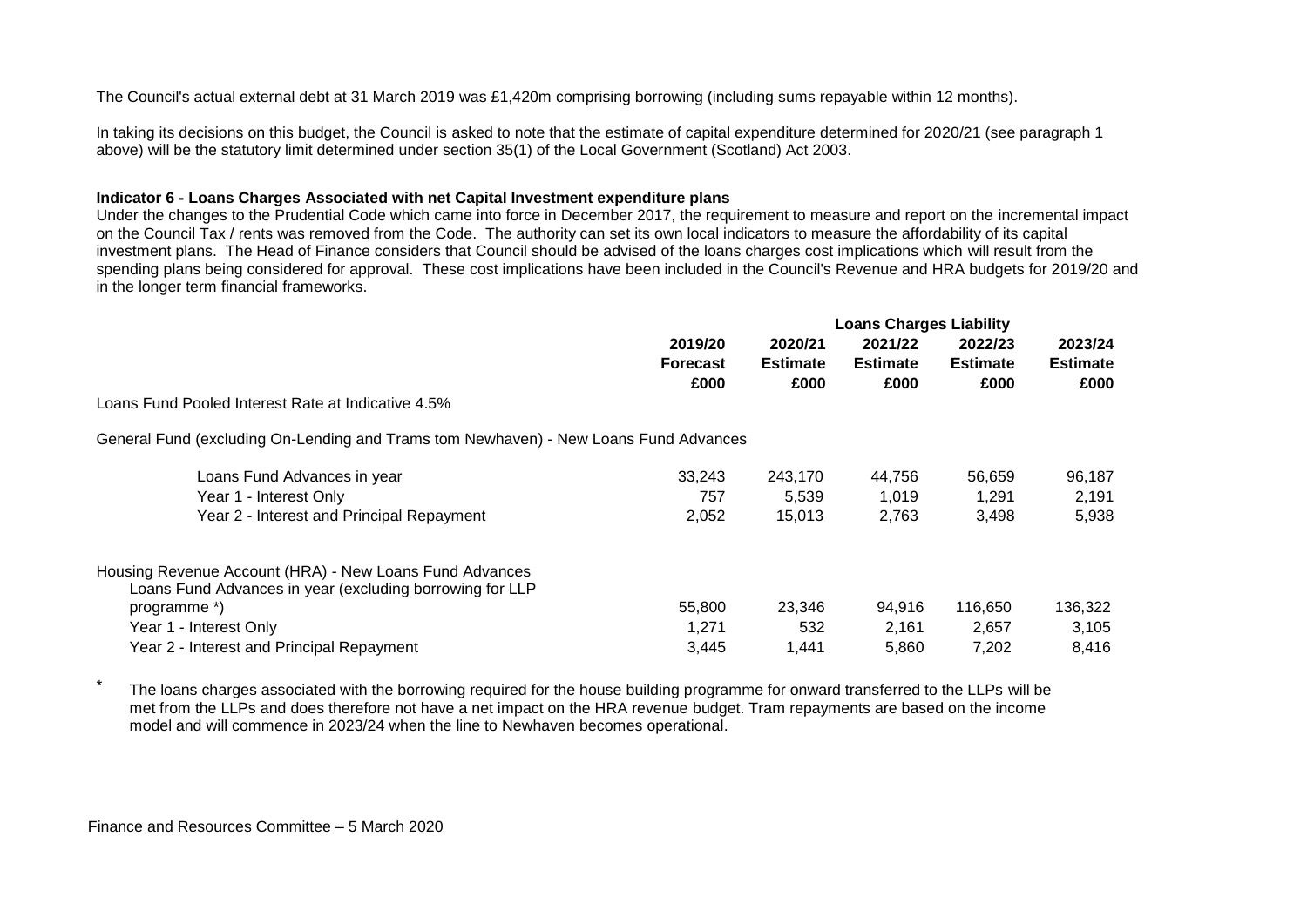The Council's actual external debt at 31 March 2019 was £1,420m comprising borrowing (including sums repayable within 12 months).

In taking its decisions on this budget, the Council is asked to note that the estimate of capital expenditure determined for 2020/21 (see paragraph 1 above) will be the statutory limit determined under section 35(1) of the Local Government (Scotland) Act 2003.

**Indicator 6 - Loans Charges Associated with net Capital Investment expenditure plans**

Under the changes to the Prudential Code which came into force in December 2017, the requirement to measure and report on the incremental impact on the Council Tax / rents was removed from the Code. The authority can set its own local indicators to measure the affordability of its capital investment plans. The Head of Finance considers that Council should be advised of the loans charges cost implications which will result from the spending plans being considered for approval. These cost implications have been included in the Council's Revenue and HRA budgets for 2019/20 and in the longer term financial frameworks.

| | Loans Charges Liability | | | | |
|---|---|---|---|---|---|
| | **2019/20 Forecast £000** | **2020/21 Estimate £000** | **2021/22 Estimate £000** | **2022/23 Estimate £000** | **2023/24 Estimate £000** |
| Loans Fund Pooled Interest Rate at Indicative 4.5% | | | | | |
| General Fund (excluding On-Lending and Trams tom Newhaven) - New Loans Fund Advances | | | | | |
| Loans Fund Advances in year | 33,243 | 243,170 | 44,756 | 56,659 | 96,187 |
| Year 1 - Interest Only | 757 | 5,539 | 1,019 | 1,291 | 2,191 |
| Year 2 - Interest and Principal Repayment | 2,052 | 15,013 | 2,763 | 3,498 | 5,938 |
| Housing Revenue Account (HRA) - New Loans Fund Advances | | | | | |
| Loans Fund Advances in year (excluding borrowing for LLP programme *) | 55,800 | 23,346 | 94,916 | 116,650 | 136,322 |
| Year 1 - Interest Only | 1,271 | 532 | 2,161 | 2,657 | 3,105 |
| Year 2 - Interest and Principal Repayment | 3,445 | 1,441 | 5,860 | 7,202 | 8,416 |

\* The loans charges associated with the borrowing required for the house building programme for onward transferred to the LLPs will be met from the LLPs and does therefore not have a net impact on the HRA revenue budget. Tram repayments are based on the income model and will commence in 2023/24 when the line to Newhaven becomes operational.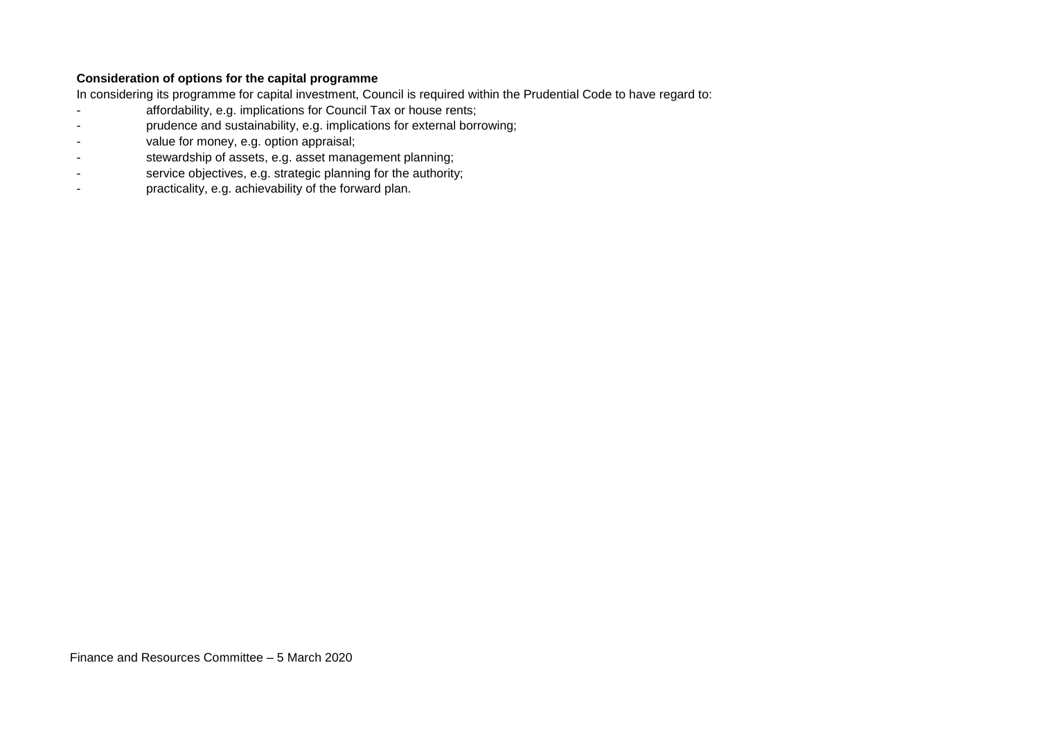**Consideration of options for the capital programme**

In considering its programme for capital investment, Council is required within the Prudential Code to have regard to:

- affordability, e.g. implications for Council Tax or house rents;
- prudence and sustainability, e.g. implications for external borrowing;
- value for money, e.g. option appraisal;
- stewardship of assets, e.g. asset management planning;
- service objectives, e.g. strategic planning for the authority;
- practicality, e.g. achievability of the forward plan.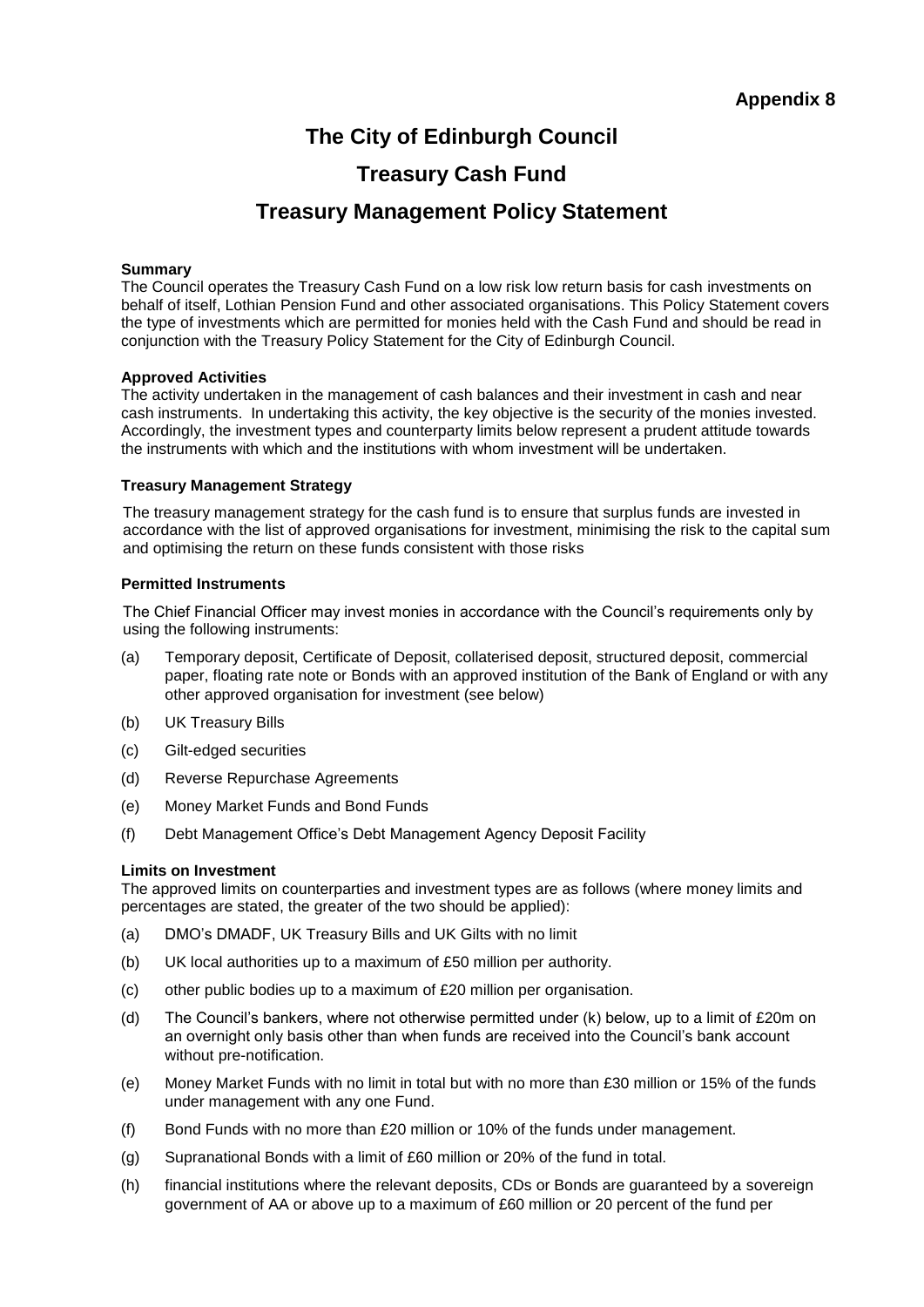**Appendix 8**

# The City of Edinburgh Council

# Treasury Cash Fund

# Treasury Management Policy Statement

**Summary**

The Council operates the Treasury Cash Fund on a low risk low return basis for cash investments on behalf of itself, Lothian Pension Fund and other associated organisations. This Policy Statement covers the type of investments which are permitted for monies held with the Cash Fund and should be read in conjunction with the Treasury Policy Statement for the City of Edinburgh Council.

**Approved Activities**

The activity undertaken in the management of cash balances and their investment in cash and near cash instruments. In undertaking this activity, the key objective is the security of the monies invested. Accordingly, the investment types and counterparty limits below represent a prudent attitude towards the instruments with which and the institutions with whom investment will be undertaken.

**Treasury Management Strategy**

The treasury management strategy for the cash fund is to ensure that surplus funds are invested in accordance with the list of approved organisations for investment, minimising the risk to the capital sum and optimising the return on these funds consistent with those risks

**Permitted Instruments**

The Chief Financial Officer may invest monies in accordance with the Council's requirements only by using the following instruments:

(a) Temporary deposit, Certificate of Deposit, collaterised deposit, structured deposit, commercial paper, floating rate note or Bonds with an approved institution of the Bank of England or with any other approved organisation for investment (see below)

(b) UK Treasury Bills

(c) Gilt-edged securities

(d) Reverse Repurchase Agreements

(e) Money Market Funds and Bond Funds

(f) Debt Management Office's Debt Management Agency Deposit Facility

**Limits on Investment**

The approved limits on counterparties and investment types are as follows (where money limits and percentages are stated, the greater of the two should be applied):

(a) DMO's DMADF, UK Treasury Bills and UK Gilts with no limit

(b) UK local authorities up to a maximum of £50 million per authority.

(c) other public bodies up to a maximum of £20 million per organisation.

(d) The Council's bankers, where not otherwise permitted under (k) below, up to a limit of £20m on an overnight only basis other than when funds are received into the Council's bank account without pre-notification.

(e) Money Market Funds with no limit in total but with no more than £30 million or 15% of the funds under management with any one Fund.

(f) Bond Funds with no more than £20 million or 10% of the funds under management.

(g) Supranational Bonds with a limit of £60 million or 20% of the fund in total.

(h) financial institutions where the relevant deposits, CDs or Bonds are guaranteed by a sovereign government of AA or above up to a maximum of £60 million or 20 percent of the fund per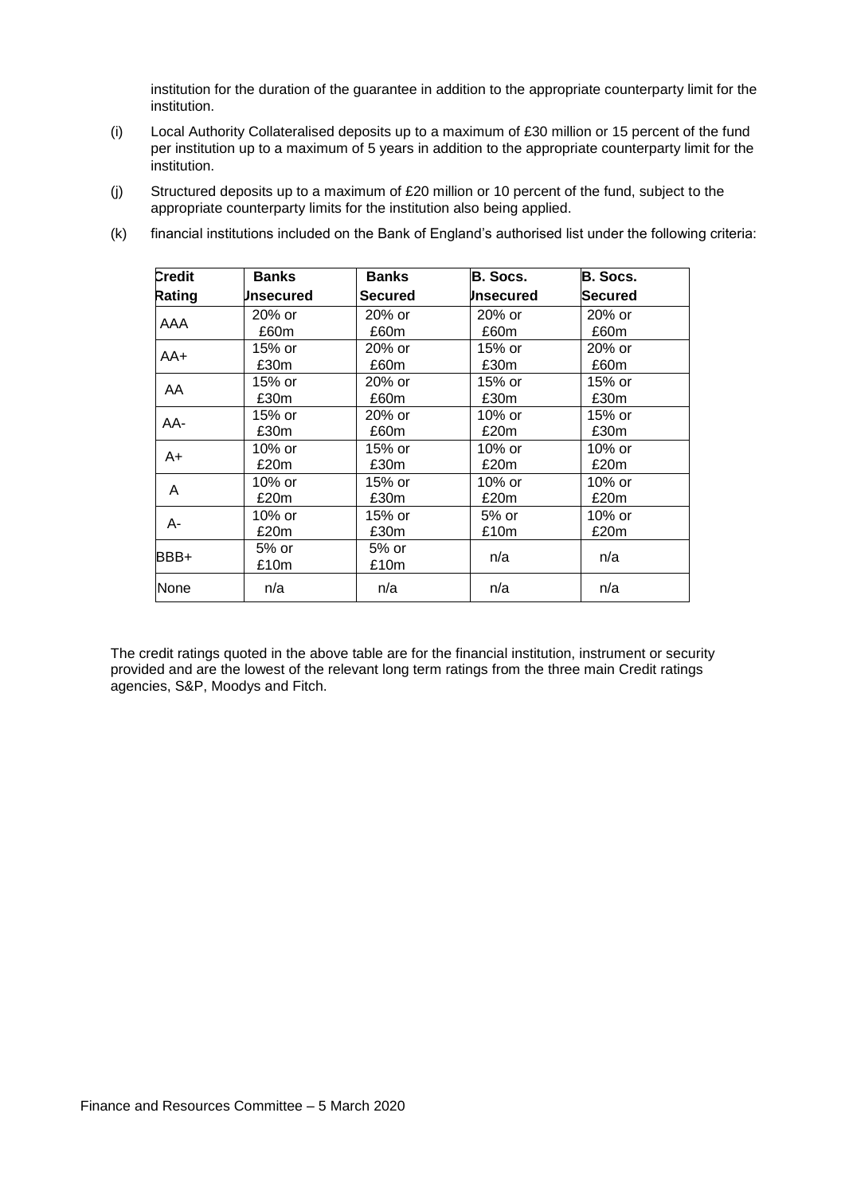institution for the duration of the guarantee in addition to the appropriate counterparty limit for the institution.

(i) Local Authority Collateralised deposits up to a maximum of £30 million or 15 percent of the fund per institution up to a maximum of 5 years in addition to the appropriate counterparty limit for the institution.

(j) Structured deposits up to a maximum of £20 million or 10 percent of the fund, subject to the appropriate counterparty limits for the institution also being applied.

(k) financial institutions included on the Bank of England's authorised list under the following criteria:

| Credit Rating | Banks Unsecured | Banks Secured | B. Socs. Unsecured | B. Socs. Secured |
|---|---|---|---|---|
| AAA | 20% or £60m | 20% or £60m | 20% or £60m | 20% or £60m |
| AA+ | 15% or £30m | 20% or £60m | 15% or £30m | 20% or £60m |
| AA | 15% or £30m | 20% or £60m | 15% or £30m | 15% or £30m |
| AA- | 15% or £30m | 20% or £60m | 10% or £20m | 15% or £30m |
| A+ | 10% or £20m | 15% or £30m | 10% or £20m | 10% or £20m |
| A | 10% or £20m | 15% or £30m | 10% or £20m | 10% or £20m |
| A- | 10% or £20m | 15% or £30m | 5% or £10m | 10% or £20m |
| BBB+ | 5% or £10m | 5% or £10m | n/a | n/a |
| None | n/a | n/a | n/a | n/a |

The credit ratings quoted in the above table are for the financial institution, instrument or security provided and are the lowest of the relevant long term ratings from the three main Credit ratings agencies, S&P, Moodys and Fitch.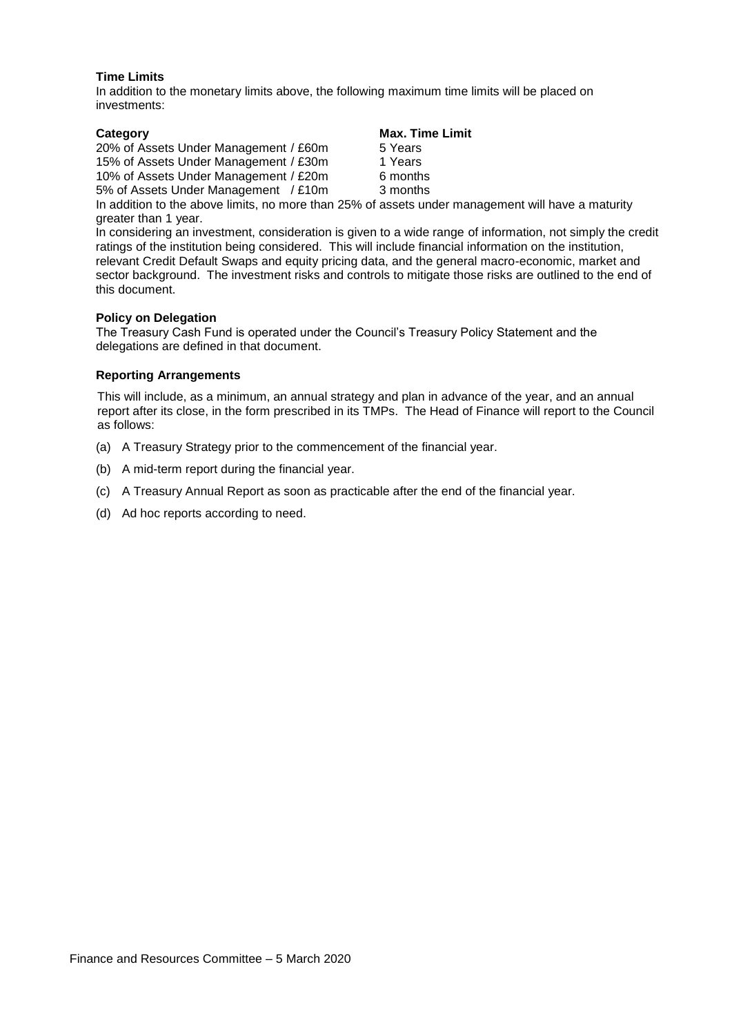**Time Limits**

In addition to the monetary limits above, the following maximum time limits will be placed on investments:

| Category | Max. Time Limit |
|---|---|
| 20% of Assets Under Management / £60m | 5 Years |
| 15% of Assets Under Management / £30m | 1 Years |
| 10% of Assets Under Management / £20m | 6 months |
| 5% of Assets Under Management / £10m | 3 months |

In addition to the above limits, no more than 25% of assets under management will have a maturity greater than 1 year.

In considering an investment, consideration is given to a wide range of information, not simply the credit ratings of the institution being considered. This will include financial information on the institution, relevant Credit Default Swaps and equity pricing data, and the general macro-economic, market and sector background. The investment risks and controls to mitigate those risks are outlined to the end of this document.

**Policy on Delegation**

The Treasury Cash Fund is operated under the Council's Treasury Policy Statement and the delegations are defined in that document.

**Reporting Arrangements**

This will include, as a minimum, an annual strategy and plan in advance of the year, and an annual report after its close, in the form prescribed in its TMPs. The Head of Finance will report to the Council as follows:

(a) A Treasury Strategy prior to the commencement of the financial year.

(b) A mid-term report during the financial year.

(c) A Treasury Annual Report as soon as practicable after the end of the financial year.

(d) Ad hoc reports according to need.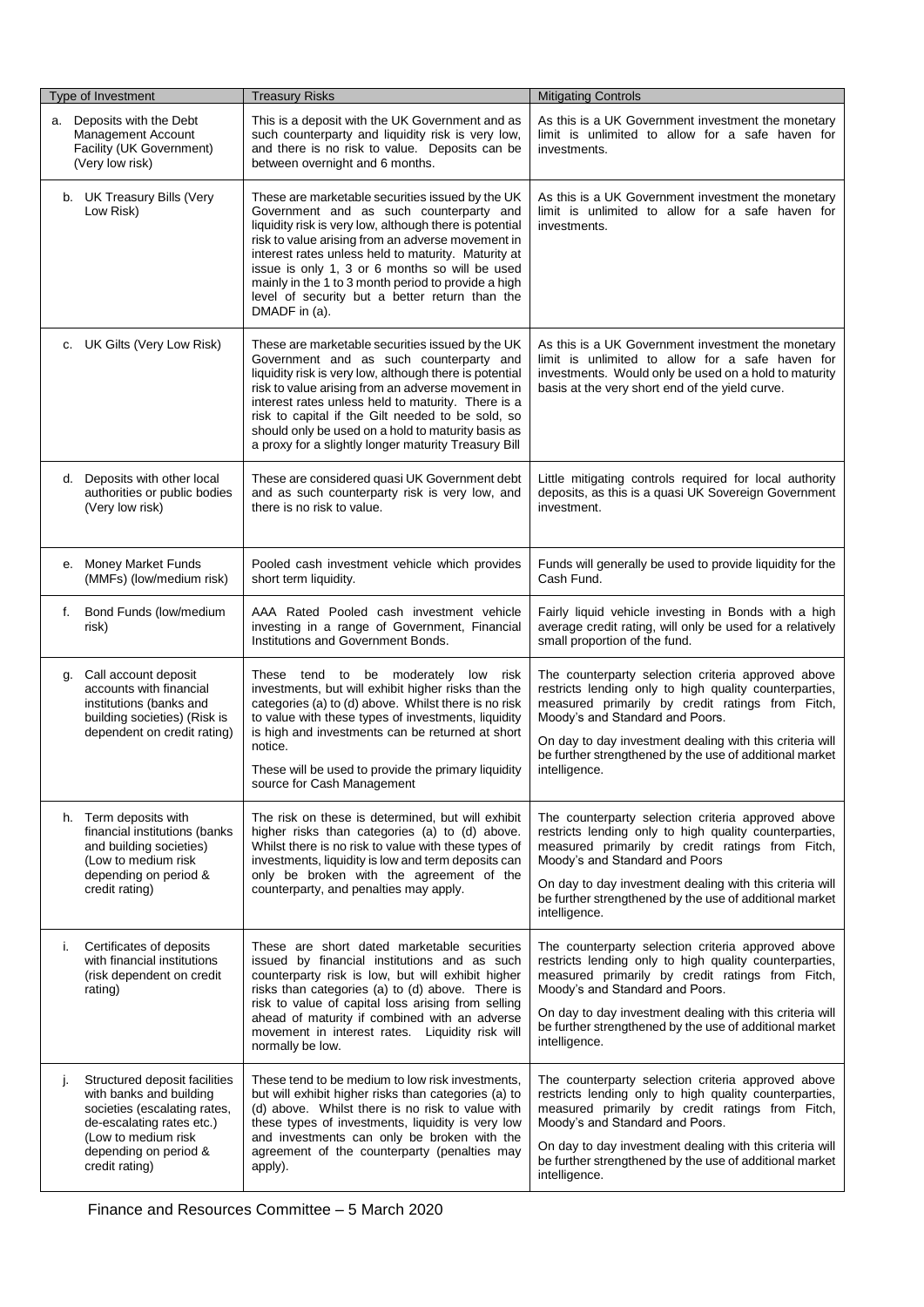| Type of Investment | Treasury Risks | Mitigating Controls |
|---|---|---|
| a. Deposits with the Debt Management Account Facility (UK Government) (Very low risk) | This is a deposit with the UK Government and as such counterparty and liquidity risk is very low, and there is no risk to value. Deposits can be between overnight and 6 months. | As this is a UK Government investment the monetary limit is unlimited to allow for a safe haven for investments. |
| b. UK Treasury Bills (Very Low Risk) | These are marketable securities issued by the UK Government and as such counterparty and liquidity risk is very low, although there is potential risk to value arising from an adverse movement in interest rates unless held to maturity. Maturity at issue is only 1, 3 or 6 months so will be used mainly in the 1 to 3 month period to provide a high level of security but a better return than the DMADF in (a). | As this is a UK Government investment the monetary limit is unlimited to allow for a safe haven for investments. |
| c. UK Gilts (Very Low Risk) | These are marketable securities issued by the UK Government and as such counterparty and liquidity risk is very low, although there is potential risk to value arising from an adverse movement in interest rates unless held to maturity. There is a risk to capital if the Gilt needed to be sold, so should only be used on a hold to maturity basis as a proxy for a slightly longer maturity Treasury Bill | As this is a UK Government investment the monetary limit is unlimited to allow for a safe haven for investments. Would only be used on a hold to maturity basis at the very short end of the yield curve. |
| d. Deposits with other local authorities or public bodies (Very low risk) | These are considered quasi UK Government debt and as such counterparty risk is very low, and there is no risk to value. | Little mitigating controls required for local authority deposits, as this is a quasi UK Sovereign Government investment. |
| e. Money Market Funds (MMFs) (low/medium risk) | Pooled cash investment vehicle which provides short term liquidity. | Funds will generally be used to provide liquidity for the Cash Fund. |
| f. Bond Funds (low/medium risk) | AAA Rated Pooled cash investment vehicle investing in a range of Government, Financial Institutions and Government Bonds. | Fairly liquid vehicle investing in Bonds with a high average credit rating, will only be used for a relatively small proportion of the fund. |
| g. Call account deposit accounts with financial institutions (banks and building societies) (Risk is dependent on credit rating) | These tend to be moderately low risk investments, but will exhibit higher risks than the categories (a) to (d) above. Whilst there is no risk to value with these types of investments, liquidity is high and investments can be returned at short notice.<br><br>These will be used to provide the primary liquidity source for Cash Management | The counterparty selection criteria approved above restricts lending only to high quality counterparties, measured primarily by credit ratings from Fitch, Moody's and Standard and Poors.<br><br>On day to day investment dealing with this criteria will be further strengthened by the use of additional market intelligence. |
| h. Term deposits with financial institutions (banks and building societies) (Low to medium risk depending on period & credit rating) | The risk on these is determined, but will exhibit higher risks than categories (a) to (d) above. Whilst there is no risk to value with these types of investments, liquidity is low and term deposits can only be broken with the agreement of the counterparty, and penalties may apply. | The counterparty selection criteria approved above restricts lending only to high quality counterparties, measured primarily by credit ratings from Fitch, Moody's and Standard and Poors<br><br>On day to day investment dealing with this criteria will be further strengthened by the use of additional market intelligence. |
| i. Certificates of deposits with financial institutions (risk dependent on credit rating) | These are short dated marketable securities issued by financial institutions and as such counterparty risk is low, but will exhibit higher risks than categories (a) to (d) above. There is risk to value of capital loss arising from selling ahead of maturity if combined with an adverse movement in interest rates. Liquidity risk will normally be low. | The counterparty selection criteria approved above restricts lending only to high quality counterparties, measured primarily by credit ratings from Fitch, Moody's and Standard and Poors.<br><br>On day to day investment dealing with this criteria will be further strengthened by the use of additional market intelligence. |
| j. Structured deposit facilities with banks and building societies (escalating rates, de-escalating rates etc.) (Low to medium risk depending on period & credit rating) | These tend to be medium to low risk investments, but will exhibit higher risks than categories (a) to (d) above. Whilst there is no risk to value with these types of investments, liquidity is very low and investments can only be broken with the agreement of the counterparty (penalties may apply). | The counterparty selection criteria approved above restricts lending only to high quality counterparties, measured primarily by credit ratings from Fitch, Moody's and Standard and Poors.<br><br>On day to day investment dealing with this criteria will be further strengthened by the use of additional market intelligence. |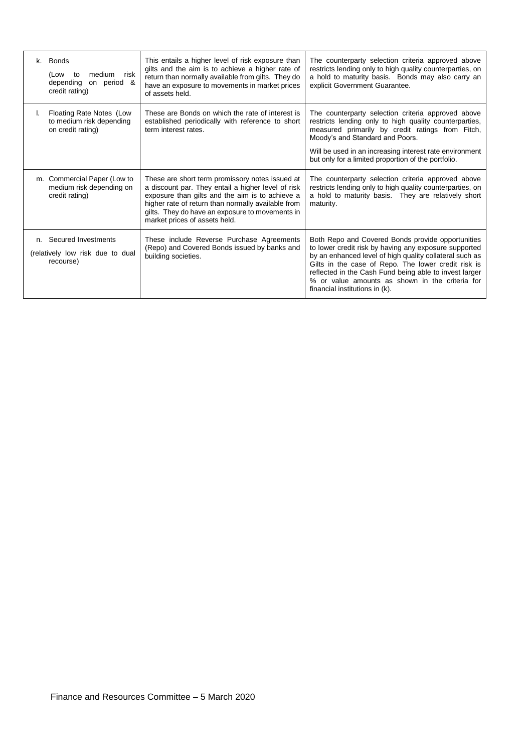| | | |
|---|---|---|
| k. Bonds<br>(Low to medium risk depending on period & credit rating) | This entails a higher level of risk exposure than gilts and the aim is to achieve a higher rate of return than normally available from gilts. They do have an exposure to movements in market prices of assets held. | The counterparty selection criteria approved above restricts lending only to high quality counterparties, on a hold to maturity basis. Bonds may also carry an explicit Government Guarantee. |
| l. Floating Rate Notes (Low to medium risk depending on credit rating) | These are Bonds on which the rate of interest is established periodically with reference to short term interest rates. | The counterparty selection criteria approved above restricts lending only to high quality counterparties, measured primarily by credit ratings from Fitch, Moody's and Standard and Poors.<br>Will be used in an increasing interest rate environment but only for a limited proportion of the portfolio. |
| m. Commercial Paper (Low to medium risk depending on credit rating) | These are short term promissory notes issued at a discount par. They entail a higher level of risk exposure than gilts and the aim is to achieve a higher rate of return than normally available from gilts. They do have an exposure to movements in market prices of assets held. | The counterparty selection criteria approved above restricts lending only to high quality counterparties, on a hold to maturity basis. They are relatively short maturity. |
| n. Secured Investments<br>(relatively low risk due to dual recourse) | These include Reverse Purchase Agreements (Repo) and Covered Bonds issued by banks and building societies. | Both Repo and Covered Bonds provide opportunities to lower credit risk by having any exposure supported by an enhanced level of high quality collateral such as Gilts in the case of Repo. The lower credit risk is reflected in the Cash Fund being able to invest larger % or value amounts as shown in the criteria for financial institutions in (k). |

Finance and Resources Committee – 5 March 2020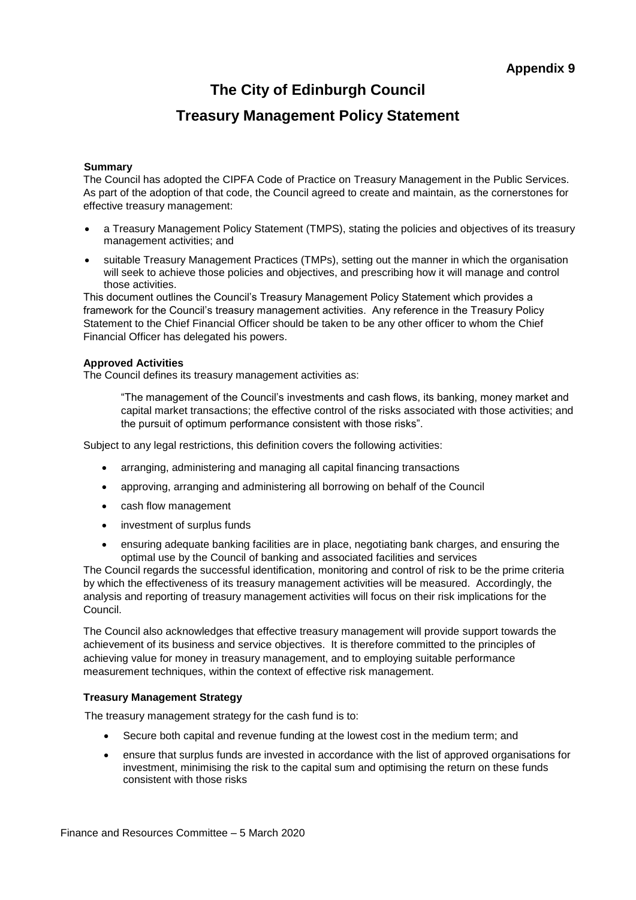**Appendix 9**

# The City of Edinburgh Council

# Treasury Management Policy Statement

**Summary**

The Council has adopted the CIPFA Code of Practice on Treasury Management in the Public Services. As part of the adoption of that code, the Council agreed to create and maintain, as the cornerstones for effective treasury management:

- a Treasury Management Policy Statement (TMPS), stating the policies and objectives of its treasury management activities; and
- suitable Treasury Management Practices (TMPs), setting out the manner in which the organisation will seek to achieve those policies and objectives, and prescribing how it will manage and control those activities.

This document outlines the Council's Treasury Management Policy Statement which provides a framework for the Council's treasury management activities. Any reference in the Treasury Policy Statement to the Chief Financial Officer should be taken to be any other officer to whom the Chief Financial Officer has delegated his powers.

**Approved Activities**

The Council defines its treasury management activities as:

> "The management of the Council's investments and cash flows, its banking, money market and capital market transactions; the effective control of the risks associated with those activities; and the pursuit of optimum performance consistent with those risks".

Subject to any legal restrictions, this definition covers the following activities:

- arranging, administering and managing all capital financing transactions
- approving, arranging and administering all borrowing on behalf of the Council
- cash flow management
- investment of surplus funds
- ensuring adequate banking facilities are in place, negotiating bank charges, and ensuring the optimal use by the Council of banking and associated facilities and services

The Council regards the successful identification, monitoring and control of risk to be the prime criteria by which the effectiveness of its treasury management activities will be measured. Accordingly, the analysis and reporting of treasury management activities will focus on their risk implications for the Council.

The Council also acknowledges that effective treasury management will provide support towards the achievement of its business and service objectives. It is therefore committed to the principles of achieving value for money in treasury management, and to employing suitable performance measurement techniques, within the context of effective risk management.

**Treasury Management Strategy**

The treasury management strategy for the cash fund is to:

- Secure both capital and revenue funding at the lowest cost in the medium term; and
- ensure that surplus funds are invested in accordance with the list of approved organisations for investment, minimising the risk to the capital sum and optimising the return on these funds consistent with those risks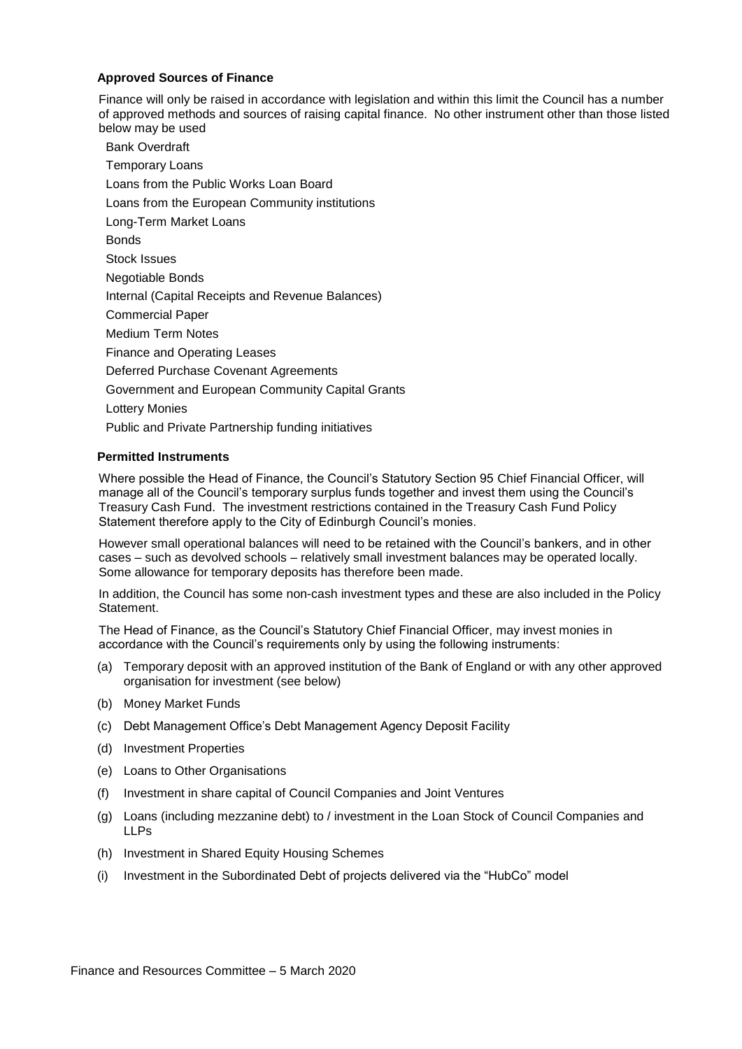### Approved Sources of Finance

Finance will only be raised in accordance with legislation and within this limit the Council has a number of approved methods and sources of raising capital finance. No other instrument other than those listed below may be used

Bank Overdraft

Temporary Loans

Loans from the Public Works Loan Board

Loans from the European Community institutions

Long-Term Market Loans

Bonds

Stock Issues

Negotiable Bonds

Internal (Capital Receipts and Revenue Balances)

Commercial Paper

Medium Term Notes

Finance and Operating Leases

Deferred Purchase Covenant Agreements

Government and European Community Capital Grants

Lottery Monies

Public and Private Partnership funding initiatives

### Permitted Instruments

Where possible the Head of Finance, the Council's Statutory Section 95 Chief Financial Officer, will manage all of the Council's temporary surplus funds together and invest them using the Council's Treasury Cash Fund. The investment restrictions contained in the Treasury Cash Fund Policy Statement therefore apply to the City of Edinburgh Council's monies.

However small operational balances will need to be retained with the Council's bankers, and in other cases – such as devolved schools – relatively small investment balances may be operated locally. Some allowance for temporary deposits has therefore been made.

In addition, the Council has some non-cash investment types and these are also included in the Policy Statement.

The Head of Finance, as the Council's Statutory Chief Financial Officer, may invest monies in accordance with the Council's requirements only by using the following instruments:

(a) Temporary deposit with an approved institution of the Bank of England or with any other approved organisation for investment (see below)

(b) Money Market Funds

(c) Debt Management Office's Debt Management Agency Deposit Facility

(d) Investment Properties

(e) Loans to Other Organisations

(f) Investment in share capital of Council Companies and Joint Ventures

(g) Loans (including mezzanine debt) to / investment in the Loan Stock of Council Companies and LLPs

(h) Investment in Shared Equity Housing Schemes

(i) Investment in the Subordinated Debt of projects delivered via the "HubCo" model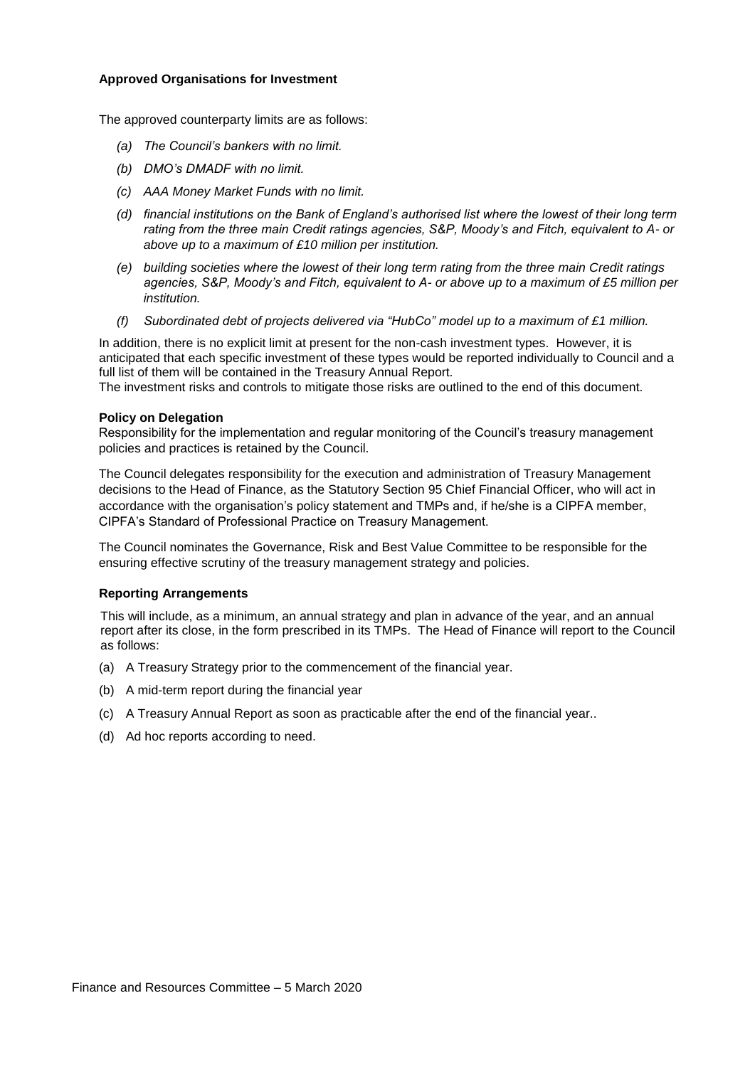**Approved Organisations for Investment**

The approved counterparty limits are as follows:

*(a) The Council's bankers with no limit.*

*(b) DMO's DMADF with no limit.*

*(c) AAA Money Market Funds with no limit.*

*(d) financial institutions on the Bank of England's authorised list where the lowest of their long term rating from the three main Credit ratings agencies, S&P, Moody's and Fitch, equivalent to A- or above up to a maximum of £10 million per institution.*

*(e) building societies where the lowest of their long term rating from the three main Credit ratings agencies, S&P, Moody's and Fitch, equivalent to A- or above up to a maximum of £5 million per institution.*

*(f) Subordinated debt of projects delivered via "HubCo" model up to a maximum of £1 million.*

In addition, there is no explicit limit at present for the non-cash investment types. However, it is anticipated that each specific investment of these types would be reported individually to Council and a full list of them will be contained in the Treasury Annual Report.
The investment risks and controls to mitigate those risks are outlined to the end of this document.

**Policy on Delegation**

Responsibility for the implementation and regular monitoring of the Council's treasury management policies and practices is retained by the Council.

The Council delegates responsibility for the execution and administration of Treasury Management decisions to the Head of Finance, as the Statutory Section 95 Chief Financial Officer, who will act in accordance with the organisation's policy statement and TMPs and, if he/she is a CIPFA member, CIPFA's Standard of Professional Practice on Treasury Management.

The Council nominates the Governance, Risk and Best Value Committee to be responsible for the ensuring effective scrutiny of the treasury management strategy and policies.

**Reporting Arrangements**

This will include, as a minimum, an annual strategy and plan in advance of the year, and an annual report after its close, in the form prescribed in its TMPs. The Head of Finance will report to the Council as follows:

(a) A Treasury Strategy prior to the commencement of the financial year.

(b) A mid-term report during the financial year

(c) A Treasury Annual Report as soon as practicable after the end of the financial year..

(d) Ad hoc reports according to need.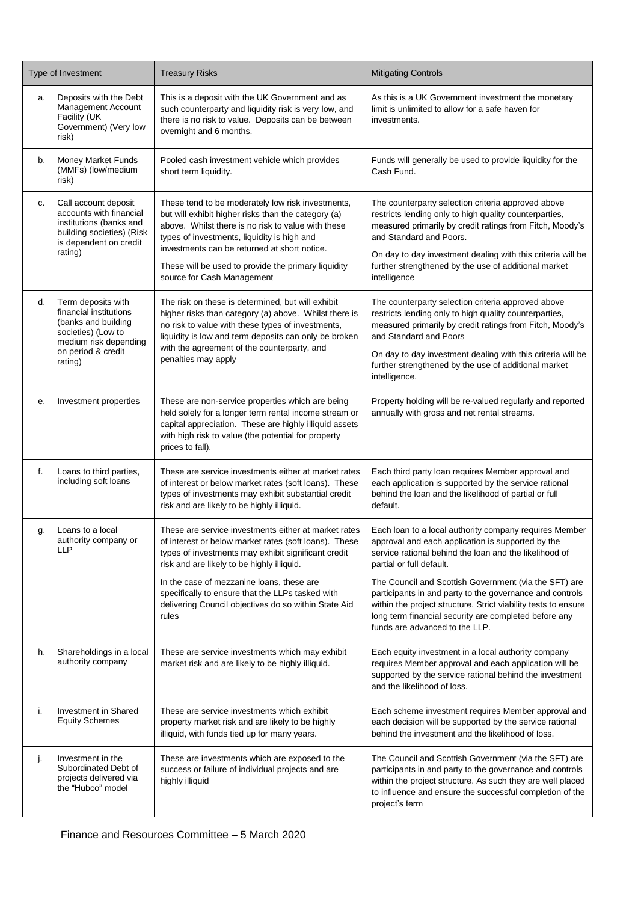| Type of Investment | Treasury Risks | Mitigating Controls |
|---|---|---|
| a. Deposits with the Debt Management Account Facility (UK Government) (Very low risk) | This is a deposit with the UK Government and as such counterparty and liquidity risk is very low, and there is no risk to value. Deposits can be between overnight and 6 months. | As this is a UK Government investment the monetary limit is unlimited to allow for a safe haven for investments. |
| b. Money Market Funds (MMFs) (low/medium risk) | Pooled cash investment vehicle which provides short term liquidity. | Funds will generally be used to provide liquidity for the Cash Fund. |
| c. Call account deposit accounts with financial institutions (banks and building societies) (Risk is dependent on credit rating) | These tend to be moderately low risk investments, but will exhibit higher risks than the category (a) above. Whilst there is no risk to value with these types of investments, liquidity is high and investments can be returned at short notice.<br><br>These will be used to provide the primary liquidity source for Cash Management | The counterparty selection criteria approved above restricts lending only to high quality counterparties, measured primarily by credit ratings from Fitch, Moody's and Standard and Poors.<br><br>On day to day investment dealing with this criteria will be further strengthened by the use of additional market intelligence |
| d. Term deposits with financial institutions (banks and building societies) (Low to medium risk depending on period & credit rating) | The risk on these is determined, but will exhibit higher risks than category (a) above. Whilst there is no risk to value with these types of investments, liquidity is low and term deposits can only be broken with the agreement of the counterparty, and penalties may apply | The counterparty selection criteria approved above restricts lending only to high quality counterparties, measured primarily by credit ratings from Fitch, Moody's and Standard and Poors<br><br>On day to day investment dealing with this criteria will be further strengthened by the use of additional market intelligence. |
| e. Investment properties | These are non-service properties which are being held solely for a longer term rental income stream or capital appreciation. These are highly illiquid assets with high risk to value (the potential for property prices to fall). | Property holding will be re-valued regularly and reported annually with gross and net rental streams. |
| f. Loans to third parties, including soft loans | These are service investments either at market rates of interest or below market rates (soft loans). These types of investments may exhibit substantial credit risk and are likely to be highly illiquid. | Each third party loan requires Member approval and each application is supported by the service rational behind the loan and the likelihood of partial or full default. |
| g. Loans to a local authority company or LLP | These are service investments either at market rates of interest or below market rates (soft loans). These types of investments may exhibit significant credit risk and are likely to be highly illiquid.<br><br>In the case of mezzanine loans, these are specifically to ensure that the LLPs tasked with delivering Council objectives do so within State Aid rules | Each loan to a local authority company requires Member approval and each application is supported by the service rational behind the loan and the likelihood of partial or full default.<br><br>The Council and Scottish Government (via the SFT) are participants in and party to the governance and controls within the project structure. Strict viability tests to ensure long term financial security are completed before any funds are advanced to the LLP. |
| h. Shareholdings in a local authority company | These are service investments which may exhibit market risk and are likely to be highly illiquid. | Each equity investment in a local authority company requires Member approval and each application will be supported by the service rational behind the investment and the likelihood of loss. |
| i. Investment in Shared Equity Schemes | These are service investments which exhibit property market risk and are likely to be highly illiquid, with funds tied up for many years. | Each scheme investment requires Member approval and each decision will be supported by the service rational behind the investment and the likelihood of loss. |
| j. Investment in the Subordinated Debt of projects delivered via the "Hubco" model | These are investments which are exposed to the success or failure of individual projects and are highly illiquid | The Council and Scottish Government (via the SFT) are participants in and party to the governance and controls within the project structure. As such they are well placed to influence and ensure the successful completion of the project's term |